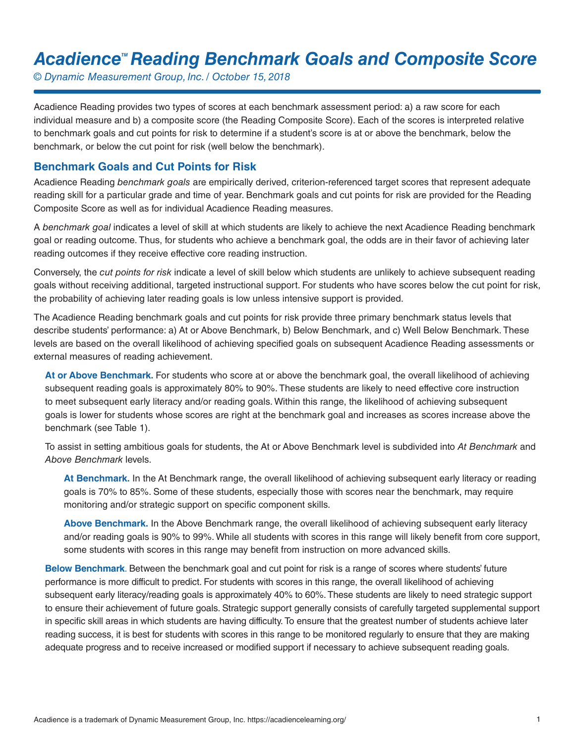# *Acadience™ Reading Benchmark Goals and Composite Score*

*© Dynamic Measurement Group, Inc. / October 15, 2018*

Acadience Reading provides two types of scores at each benchmark assessment period: a) a raw score for each individual measure and b) a composite score (the Reading Composite Score). Each of the scores is interpreted relative to benchmark goals and cut points for risk to determine if a student's score is at or above the benchmark, below the benchmark, or below the cut point for risk (well below the benchmark).

## Benchmark Goals and Cut Points for Risk

Acadience Reading *benchmark goals* are empirically derived, criterion-referenced target scores that represent adequate reading skill for a particular grade and time of year. Benchmark goals and cut points for risk are provided for the Reading Composite Score as well as for individual Acadience Reading measures.

A *benchmark goal* indicates a level of skill at which students are likely to achieve the next Acadience Reading benchmark goal or reading outcome. Thus, for students who achieve a benchmark goal, the odds are in their favor of achieving later reading outcomes if they receive effective core reading instruction.

Conversely, the *cut points for risk* indicate a level of skill below which students are unlikely to achieve subsequent reading goals without receiving additional, targeted instructional support. For students who have scores below the cut point for risk, the probability of achieving later reading goals is low unless intensive support is provided.

The Acadience Reading benchmark goals and cut points for risk provide three primary benchmark status levels that describe students' performance: a) At or Above Benchmark, b) Below Benchmark, and c) Well Below Benchmark. These levels are based on the overall likelihood of achieving specified goals on subsequent Acadience Reading assessments or external measures of reading achievement.

**At or Above Benchmark.** For students who score at or above the benchmark goal, the overall likelihood of achieving subsequent reading goals is approximately 80% to 90%. These students are likely to need effective core instruction to meet subsequent early literacy and/or reading goals. Within this range, the likelihood of achieving subsequent goals is lower for students whose scores are right at the benchmark goal and increases as scores increase above the benchmark (see Table 1).

To assist in setting ambitious goals for students, the At or Above Benchmark level is subdivided into *At Benchmark* and *Above Benchmark* levels.

**At Benchmark.** In the At Benchmark range, the overall likelihood of achieving subsequent early literacy or reading goals is 70% to 85%. Some of these students, especially those with scores near the benchmark, may require monitoring and/or strategic support on specific component skills.

**Above Benchmark.** In the Above Benchmark range, the overall likelihood of achieving subsequent early literacy and/or reading goals is 90% to 99%. While all students with scores in this range will likely benefit from core support, some students with scores in this range may benefit from instruction on more advanced skills.

**Below Benchmark**. Between the benchmark goal and cut point for risk is a range of scores where students' future performance is more difficult to predict. For students with scores in this range, the overall likelihood of achieving subsequent early literacy/reading goals is approximately 40% to 60%. These students are likely to need strategic support to ensure their achievement of future goals. Strategic support generally consists of carefully targeted supplemental support in specific skill areas in which students are having difficulty. To ensure that the greatest number of students achieve later reading success, it is best for students with scores in this range to be monitored regularly to ensure that they are making adequate progress and to receive increased or modified support if necessary to achieve subsequent reading goals.

Acadience is a trademark of Dynamic Measurement Group, Inc. https://acadiencelearning.org/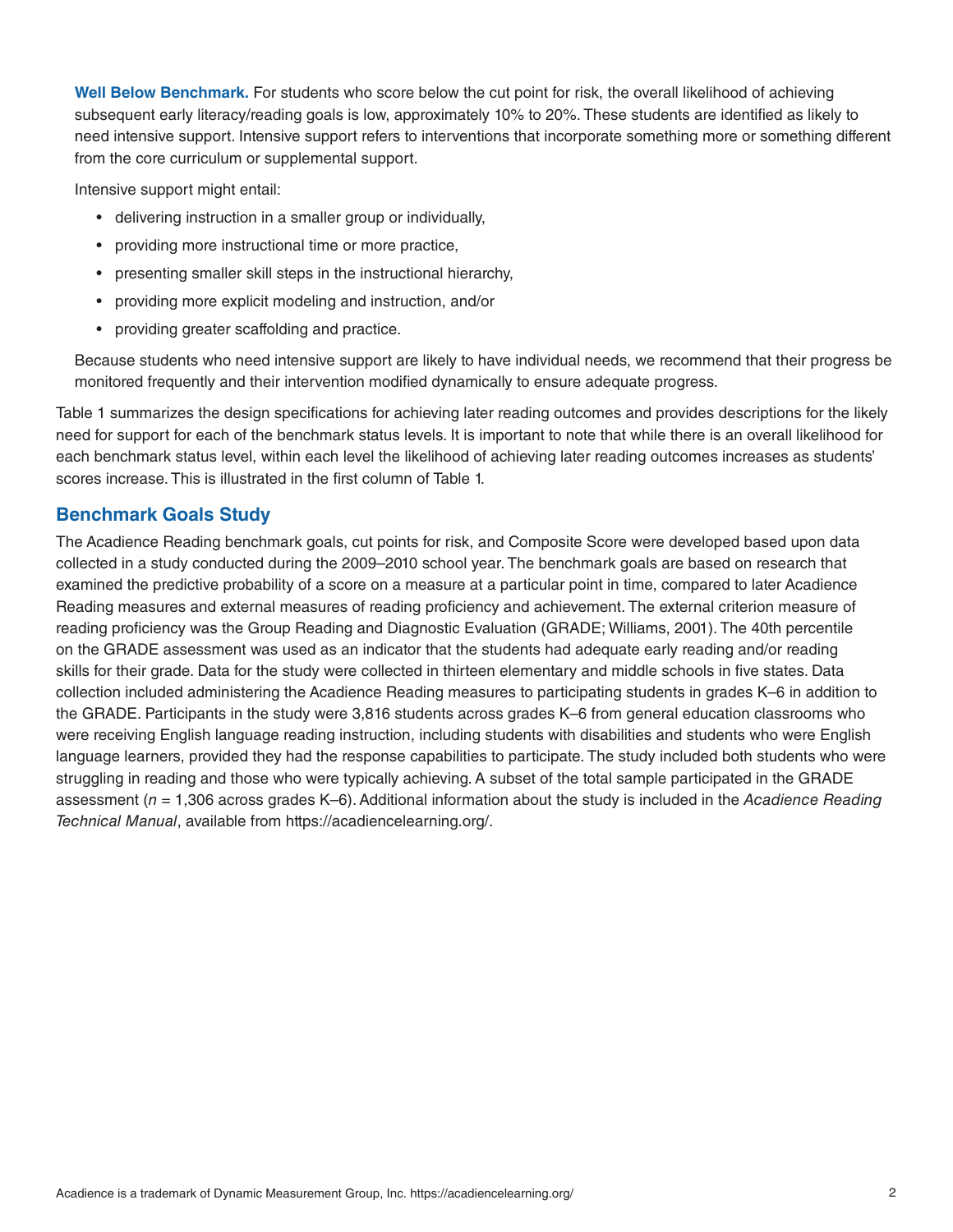**Well Below Benchmark.** For students who score below the cut point for risk, the overall likelihood of achieving subsequent early literacy/reading goals is low, approximately 10% to 20%. These students are identified as likely to need intensive support. Intensive support refers to interventions that incorporate something more or something different from the core curriculum or supplemental support.

Intensive support might entail:

- delivering instruction in a smaller group or individually,
- providing more instructional time or more practice,
- presenting smaller skill steps in the instructional hierarchy,
- providing more explicit modeling and instruction, and/or
- providing greater scaffolding and practice.

Because students who need intensive support are likely to have individual needs, we recommend that their progress be monitored frequently and their intervention modified dynamically to ensure adequate progress.

Table 1 summarizes the design specifications for achieving later reading outcomes and provides descriptions for the likely need for support for each of the benchmark status levels. It is important to note that while there is an overall likelihood for each benchmark status level, within each level the likelihood of achieving later reading outcomes increases as students' scores increase. This is illustrated in the first column of Table 1.

## Benchmark Goals Study

The Acadience Reading benchmark goals, cut points for risk, and Composite Score were developed based upon data collected in a study conducted during the 2009–2010 school year. The benchmark goals are based on research that examined the predictive probability of a score on a measure at a particular point in time, compared to later Acadience Reading measures and external measures of reading proficiency and achievement. The external criterion measure of reading proficiency was the Group Reading and Diagnostic Evaluation (GRADE; Williams, 2001). The 40th percentile on the GRADE assessment was used as an indicator that the students had adequate early reading and/or reading skills for their grade. Data for the study were collected in thirteen elementary and middle schools in five states. Data collection included administering the Acadience Reading measures to participating students in grades K–6 in addition to the GRADE. Participants in the study were 3,816 students across grades K–6 from general education classrooms who were receiving English language reading instruction, including students with disabilities and students who were English language learners, provided they had the response capabilities to participate. The study included both students who were struggling in reading and those who were typically achieving. A subset of the total sample participated in the GRADE assessment ($n$ = 1,306 across grades K–6). Additional information about the study is included in the *Acadience Reading Technical Manual*, available from https://acadiencelearning.org/.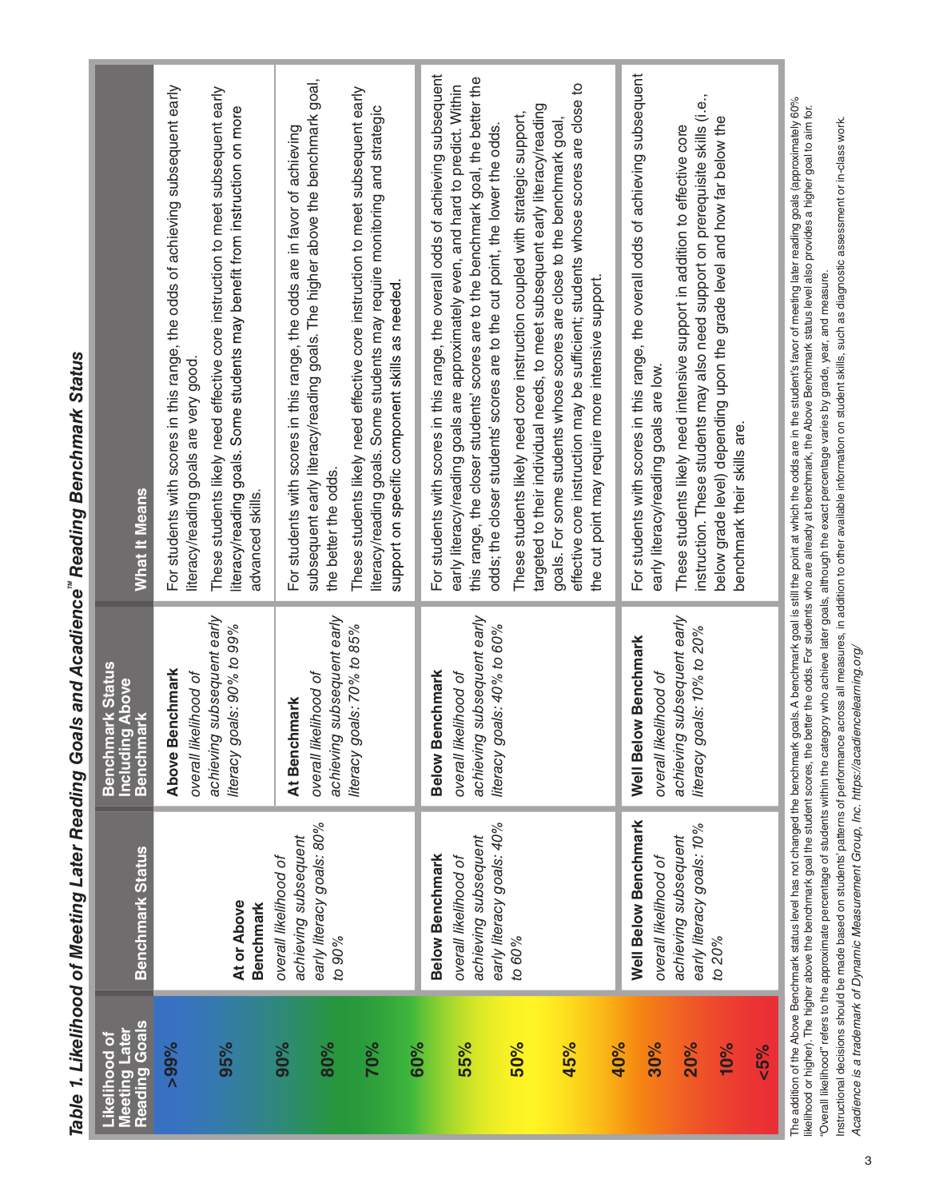# *Table 1. Likelihood of Meeting Later Reading Goals and Acadience™ Reading Benchmark Status*

| Likelihood of Meeting Later Reading Goals | Benchmark Status | Benchmark Status Including Above Benchmark | What It Means |
|---|---|---|---|
| >99%<br>95%<br>90% | **At or Above Benchmark**<br>*overall likelihood of achieving subsequent early literacy goals: 80% to 90%* | **Above Benchmark**<br>*overall likelihood of achieving subsequent early literacy goals: 90% to 99%* | For students with scores in this range, the odds of achieving subsequent early literacy/reading goals are very good.<br>These students likely need effective core instruction to meet subsequent early literacy/reading goals. Some students may benefit from instruction on more advanced skills. |
| 80%<br>70%<br>60% | | **At Benchmark**<br>*overall likelihood of achieving subsequent early literacy goals: 70% to 85%* | For students with scores in this range, the odds are in favor of achieving subsequent early literacy/reading goals. The higher above the benchmark goal, the better the odds.<br>These students likely need effective core instruction to meet subsequent early literacy/reading goals. Some students may require monitoring and strategic support on specific component skills as needed. |
| 55%<br>50%<br>45%<br>40% | **Below Benchmark**<br>*overall likelihood of achieving subsequent early literacy goals: 40% to 60%* | **Below Benchmark**<br>*overall likelihood of achieving subsequent early literacy goals: 40% to 60%* | For students with scores in this range, the overall odds of achieving subsequent early literacy/reading goals are approximately even, and hard to predict. Within this range, the closer students' scores are to the benchmark goal, the better the odds; the closer students' scores are to the cut point, the lower the odds.<br>These students likely need core instruction coupled with strategic support, targeted to their individual needs, to meet subsequent early literacy/reading goals. For some students whose scores are close to the benchmark goal, effective core instruction may be sufficient; students whose scores are close to the cut point may require more intensive support. |
| 30%<br>20%<br>10%<br><5% | **Well Below Benchmark**<br>*overall likelihood of achieving subsequent early literacy goals: 10% to 20%* | **Well Below Benchmark**<br>*overall likelihood of achieving subsequent early literacy goals: 10% to 20%* | For students with scores in this range, the overall odds of achieving subsequent early literacy/reading goals are low.<br>These students likely need intensive support in addition to effective core instruction. These students may also need support on prerequisite skills (i.e., below grade level) depending upon the grade level and how far below the benchmark their skills are. |

The addition of the Above Benchmark status level has not changed the benchmark goals. A benchmark goal is still the point at which the odds are in the student's favor of meeting later reading goals (approximately 60% likelihood or higher). The higher above the benchmark goal the student scores, the better the odds. For students who are already at benchmark, the Above Benchmark status level also provides a higher goal to aim for.

"Overall likelihood" refers to the approximate percentage of students within the category who achieve later goals, although the exact percentage varies by grade, year, and measure.

Instructional decisions should be made based on students' patterns of performance across all measures, in addition to other available information on student skills, such as diagnostic assessment or in-class work.

*Acadience is a trademark of Dynamic Measurement Group, Inc. https://acadiencelearning.org/*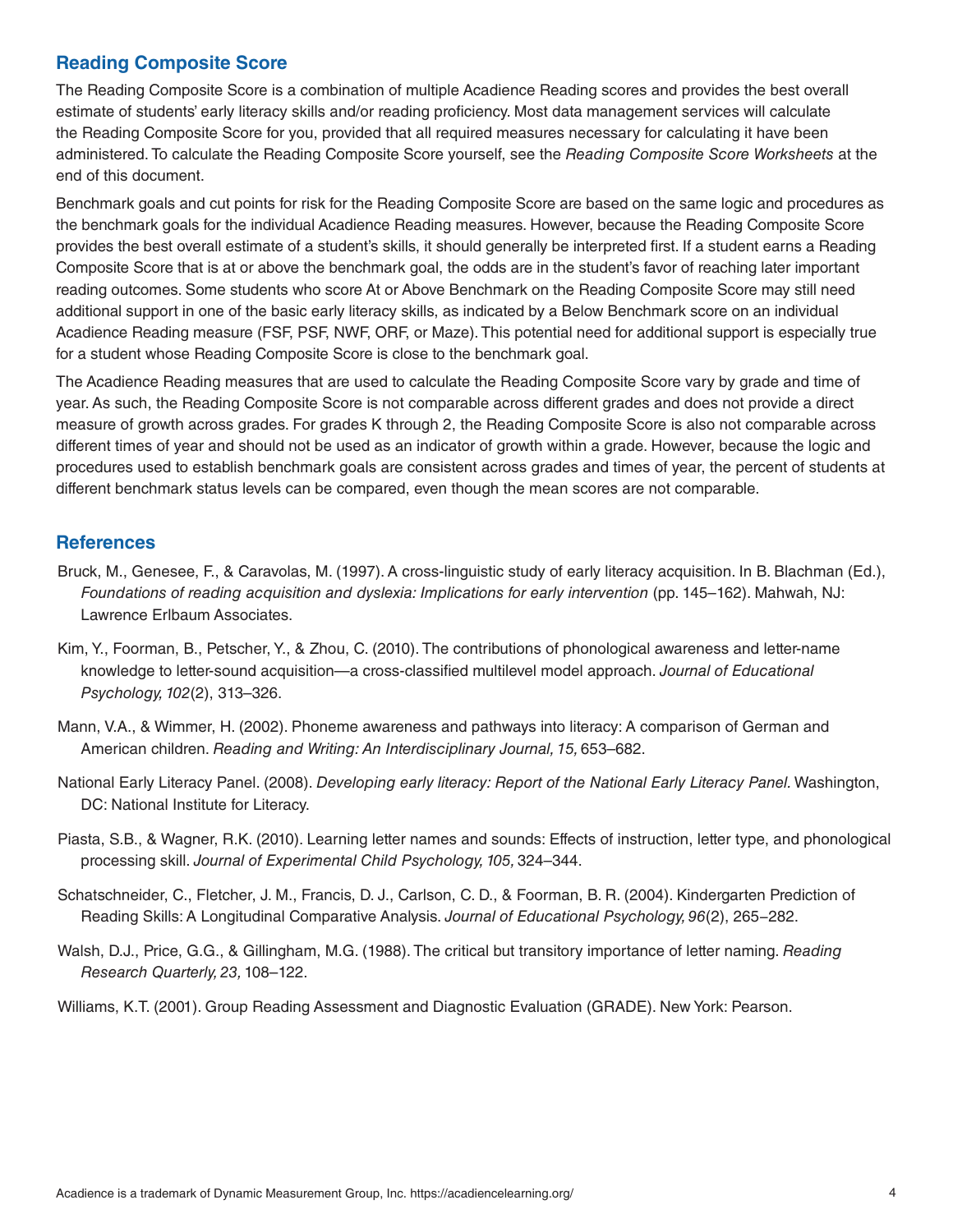## Reading Composite Score

The Reading Composite Score is a combination of multiple Acadience Reading scores and provides the best overall estimate of students' early literacy skills and/or reading proficiency. Most data management services will calculate the Reading Composite Score for you, provided that all required measures necessary for calculating it have been administered. To calculate the Reading Composite Score yourself, see the *Reading Composite Score Worksheets* at the end of this document.

Benchmark goals and cut points for risk for the Reading Composite Score are based on the same logic and procedures as the benchmark goals for the individual Acadience Reading measures. However, because the Reading Composite Score provides the best overall estimate of a student's skills, it should generally be interpreted first. If a student earns a Reading Composite Score that is at or above the benchmark goal, the odds are in the student's favor of reaching later important reading outcomes. Some students who score At or Above Benchmark on the Reading Composite Score may still need additional support in one of the basic early literacy skills, as indicated by a Below Benchmark score on an individual Acadience Reading measure (FSF, PSF, NWF, ORF, or Maze). This potential need for additional support is especially true for a student whose Reading Composite Score is close to the benchmark goal.

The Acadience Reading measures that are used to calculate the Reading Composite Score vary by grade and time of year. As such, the Reading Composite Score is not comparable across different grades and does not provide a direct measure of growth across grades. For grades K through 2, the Reading Composite Score is also not comparable across different times of year and should not be used as an indicator of growth within a grade. However, because the logic and procedures used to establish benchmark goals are consistent across grades and times of year, the percent of students at different benchmark status levels can be compared, even though the mean scores are not comparable.

## References

Bruck, M., Genesee, F., & Caravolas, M. (1997). A cross-linguistic study of early literacy acquisition. In B. Blachman (Ed.), *Foundations of reading acquisition and dyslexia: Implications for early intervention* (pp. 145–162). Mahwah, NJ: Lawrence Erlbaum Associates.

Kim, Y., Foorman, B., Petscher, Y., & Zhou, C. (2010). The contributions of phonological awareness and letter-name knowledge to letter-sound acquisition—a cross-classified multilevel model approach. *Journal of Educational Psychology, 102*(2), 313–326.

Mann, V.A., & Wimmer, H. (2002). Phoneme awareness and pathways into literacy: A comparison of German and American children. *Reading and Writing: An Interdisciplinary Journal, 15,* 653–682.

National Early Literacy Panel. (2008). *Developing early literacy: Report of the National Early Literacy Panel*. Washington, DC: National Institute for Literacy.

Piasta, S.B., & Wagner, R.K. (2010). Learning letter names and sounds: Effects of instruction, letter type, and phonological processing skill. *Journal of Experimental Child Psychology, 105,* 324–344.

Schatschneider, C., Fletcher, J. M., Francis, D. J., Carlson, C. D., & Foorman, B. R. (2004). Kindergarten Prediction of Reading Skills: A Longitudinal Comparative Analysis. *Journal of Educational Psychology, 96*(2), 265–282.

Walsh, D.J., Price, G.G., & Gillingham, M.G. (1988). The critical but transitory importance of letter naming. *Reading Research Quarterly, 23,* 108–122.

Williams, K.T. (2001). Group Reading Assessment and Diagnostic Evaluation (GRADE). New York: Pearson.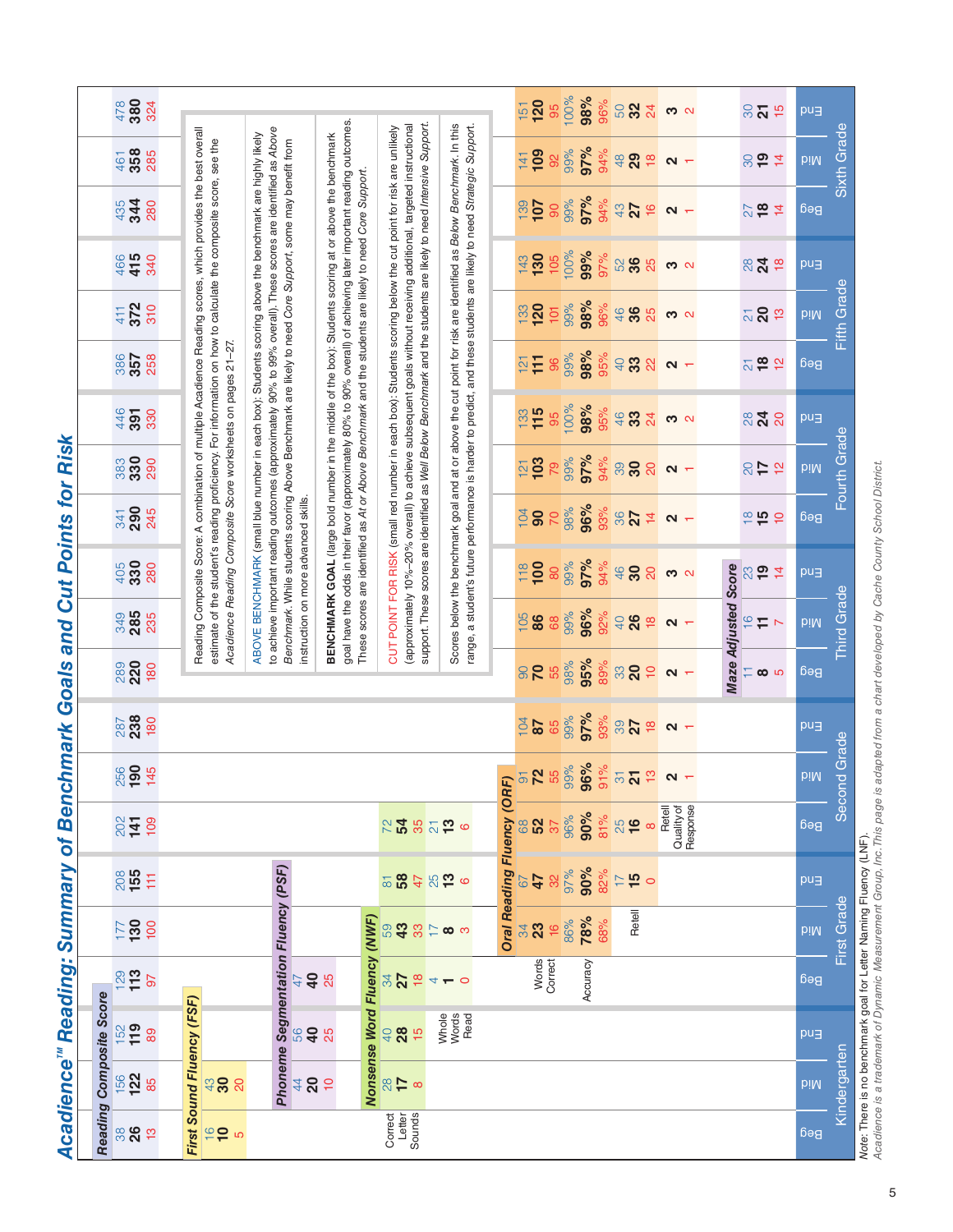# Acadience™ Reading: Summary of Benchmark Goals and Cut Points for Risk

Each cell shows: Above Benchmark / **Benchmark Goal** / Cut Point for Risk.

| Measure | K Beg | K Mid | K End | 1st Beg | 1st Mid | 1st End | 2nd Beg | 2nd Mid | 2nd End | 3rd Beg | 3rd Mid | 3rd End | 4th Beg | 4th Mid | 4th End | 5th Beg | 5th Mid | 5th End | 6th Beg | 6th Mid | 6th End |
|---|---|---|---|---|---|---|---|---|---|---|---|---|---|---|---|---|---|---|---|---|---|
| Reading Composite Score | 38 / **26** / 13 | 156 / **122** / 85 | 152 / **119** / 89 | 129 / **113** / 97 | 177 / **130** / 100 | 208 / **155** / 111 | 202 / **141** / 109 | 256 / **190** / 145 | 287 / **238** / 180 | 289 / **220** / 180 | 349 / **285** / 235 | 405 / **330** / 280 | 341 / **290** / 245 | 383 / **330** / 290 | 446 / **391** / 330 | 386 / **357** / 258 | 411 / **372** / 310 | 466 / **415** / 340 | 435 / **344** / 280 | 461 / **358** / 285 | 478 / **380** / 324 |
| First Sound Fluency (FSF) | 16 / **10** / 5 | 43 / **30** / 20 | | | | | | | | | | | | | | | | | | | |
| Phoneme Segmentation Fluency (PSF) | | 44 / **20** / 10 | 56 / **40** / 25 | 47 / **40** / 25 | | | | | | | | | | | | | | | | | |
| Nonsense Word Fluency (NWF) – Correct Letter Sounds | | 28 / **17** / 8 | 40 / **28** / 15 | 34 / **27** / 18 | 59 / **43** / 33 | 81 / **58** / 47 | 72 / **54** / 35 | | | | | | | | | | | | | | |
| Nonsense Word Fluency (NWF) – Whole Words Read | | | | 4 / **1** / 0 | 17 / **8** / 3 | 25 / **13** / 6 | 21 / **13** / 6 | | | | | | | | | | | | | | |
| Oral Reading Fluency (ORF) – Words Correct | | | | | 34 / **23** / 16 | 67 / **47** / 32 | 68 / **52** / 37 | 91 / **72** / 55 | 104 / **87** / 65 | 90 / **70** / 55 | 105 / **86** / 68 | 118 / **100** / 80 | 104 / **90** / 70 | 121 / **103** / 79 | 133 / **115** / 95 | 121 / **111** / 96 | 133 / **120** / 101 | 143 / **130** / 105 | 139 / **107** / 90 | 141 / **109** / 92 | 151 / **120** / 95 |
| Oral Reading Fluency (ORF) – Accuracy | | | | | 86% / **78%** / 68% | 97% / **90%** / 82% | 96% / **90%** / 81% | 99% / **96%** / 91% | 99% / **97%** / 93% | 98% / **95%** / 89% | 99% / **96%** / 92% | 99% / **97%** / 94% | 98% / **96%** / 93% | 99% / **97%** / 94% | 100% / **98%** / 95% | 99% / **98%** / 95% | 99% / **98%** / 96% | 100% / **99%** / 97% | 99% / **97%** / 94% | 99% / **97%** / 94% | 100% / **98%** / 96% |
| Oral Reading Fluency (ORF) – Retell | | | | | | 17 / **15** / 0 | 25 / **16** / 8 | 31 / **21** / 13 | 39 / **27** / 18 | 33 / **20** / 10 | 40 / **26** / 18 | 46 / **30** / 20 | 36 / **27** / 14 | 39 / **30** / 20 | 46 / **33** / 24 | 40 / **33** / 22 | 46 / **36** / 25 | 52 / **36** / 25 | 43 / **27** / 16 | 48 / **29** / 18 | 50 / **32** / 24 |
| Oral Reading Fluency (ORF) – Retell Quality of Response | | | | | | | | **2** / 1 | **2** / 1 | **2** / 1 | **2** / 1 | **3** / 2 | **2** / 1 | **2** / 1 | **3** / 2 | **2** / 1 | **3** / 2 | **3** / 2 | **2** / 1 | **2** / 1 | **3** / 2 |
| Maze Adjusted Score | | | | | | | | | | 11 / **8** / 5 | 16 / **11** / 7 | 23 / **19** / 14 | 18 / **15** / 10 | 20 / **17** / 12 | 28 / **24** / 20 | 21 / **18** / 12 | 21 / **20** / 13 | 28 / **24** / 18 | 27 / **18** / 14 | 30 / **19** / 14 | 30 / **21** / 15 |

Reading Composite Score: A combination of multiple Acadience Reading scores, which provides the best overall estimate of the student's reading proficiency. For information on how to calculate the composite score, see the *Acadience Reading Composite Score* worksheets on pages 21–27.

ABOVE BENCHMARK (small blue number in each box): Students scoring above the benchmark are highly likely to achieve important reading outcomes (approximately 90% to 99% overall). These scores are identified as *Above Benchmark*. While students scoring Above Benchmark are likely to need *Core Support*, some may benefit from instruction on more advanced skills.

**BENCHMARK GOAL** (large bold number in the middle of the box): Students scoring at or above the benchmark goal have the odds in their favor (approximately 80% to 90% overall) of achieving later important reading outcomes. These scores are identified as *At or Above Benchmark* and the students are likely to need *Core Support*.

CUT POINT FOR RISK (small red number in each box): Students scoring below the cut point for risk are unlikely (approximately 10%–20% overall) to achieve subsequent goals without receiving additional, targeted instructional support. These scores are identified as *Well Below Benchmark* and the students are likely to need *Intensive Support*.

Scores below the benchmark goal and at or above the cut point for risk are identified as *Below Benchmark*. In this range, a student's future performance is harder to predict, and these students are likely to need *Strategic Support*.

*Note:* There is no benchmark goal for Letter Naming Fluency (LNF).

*Acadience is a trademark of Dynamic Measurement Group, Inc.This page is adapted from a chart developed by Cache County School District.*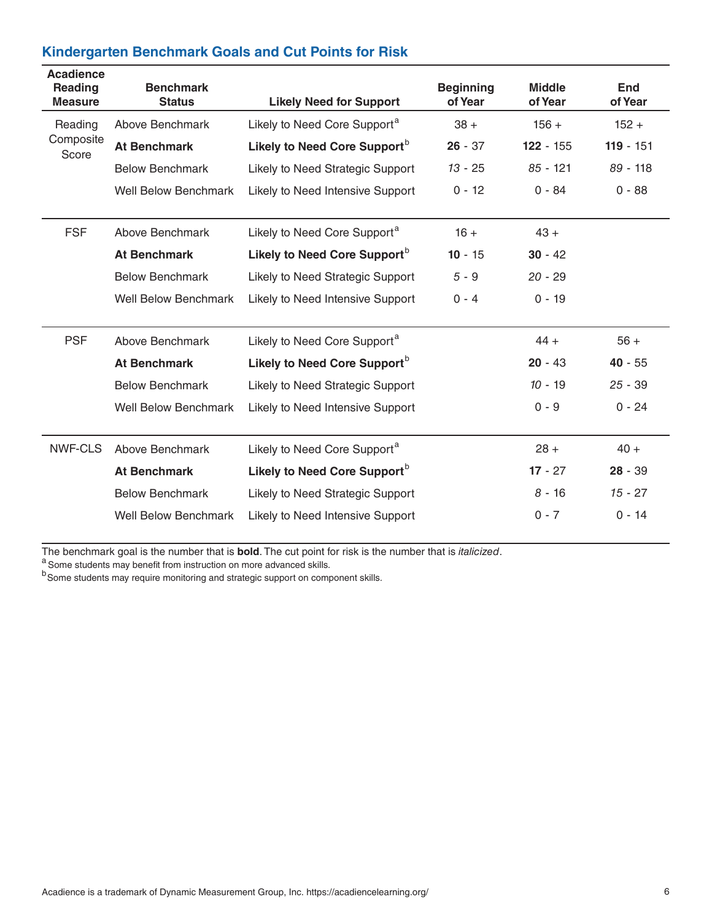## Kindergarten Benchmark Goals and Cut Points for Risk

| Acadience Reading Measure | Benchmark Status | Likely Need for Support | Beginning of Year | Middle of Year | End of Year |
|---|---|---|---|---|---|
| Reading Composite Score | Above Benchmark | Likely to Need Core Support[a] | 38 + | 156 + | 152 + |
| | **At Benchmark** | **Likely to Need Core Support**[b] | **26** - 37 | **122** - 155 | **119** - 151 |
| | Below Benchmark | Likely to Need Strategic Support | *13* - 25 | *85* - 121 | *89* - 118 |
| | Well Below Benchmark | Likely to Need Intensive Support | 0 - 12 | 0 - 84 | 0 - 88 |
| FSF | Above Benchmark | Likely to Need Core Support[a] | 16 + | 43 + | |
| | **At Benchmark** | **Likely to Need Core Support**[b] | **10** - 15 | **30** - 42 | |
| | Below Benchmark | Likely to Need Strategic Support | *5* - 9 | *20* - 29 | |
| | Well Below Benchmark | Likely to Need Intensive Support | 0 - 4 | 0 - 19 | |
| PSF | Above Benchmark | Likely to Need Core Support[a] | | 44 + | 56 + |
| | **At Benchmark** | **Likely to Need Core Support**[b] | | **20** - 43 | **40** - 55 |
| | Below Benchmark | Likely to Need Strategic Support | | *10* - 19 | *25* - 39 |
| | Well Below Benchmark | Likely to Need Intensive Support | | 0 - 9 | 0 - 24 |
| NWF-CLS | Above Benchmark | Likely to Need Core Support[a] | | 28 + | 40 + |
| | **At Benchmark** | **Likely to Need Core Support**[b] | | **17** - 27 | **28** - 39 |
| | Below Benchmark | Likely to Need Strategic Support | | *8* - 16 | *15* - 27 |
| | Well Below Benchmark | Likely to Need Intensive Support | | 0 - 7 | 0 - 14 |

The benchmark goal is the number that is **bold**. The cut point for risk is the number that is *italicized*.

[a] Some students may benefit from instruction on more advanced skills.

[b] Some students may require monitoring and strategic support on component skills.

Acadience is a trademark of Dynamic Measurement Group, Inc. https://acadiencelearning.org/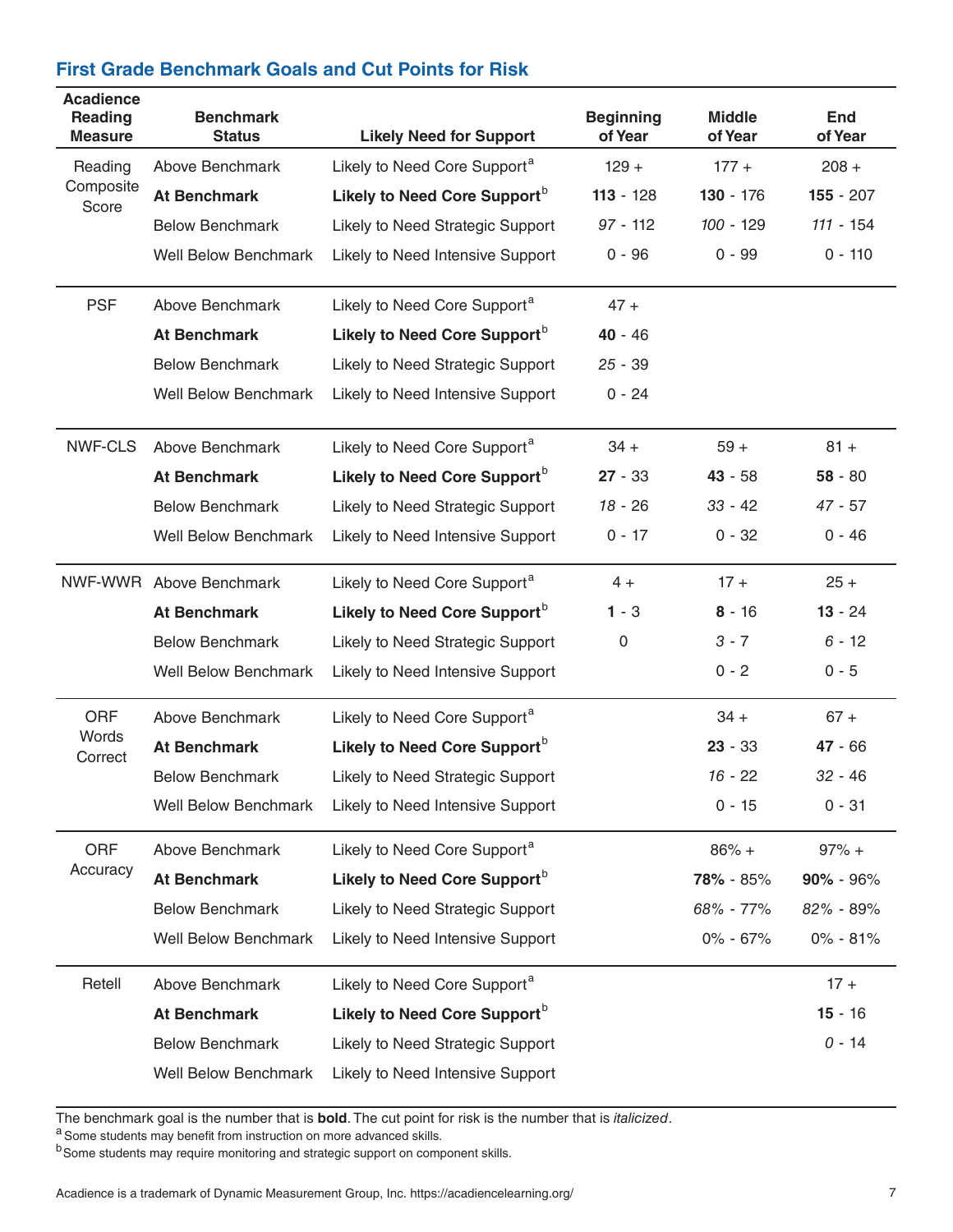## First Grade Benchmark Goals and Cut Points for Risk

| Acadience Reading Measure | Benchmark Status | Likely Need for Support | Beginning of Year | Middle of Year | End of Year |
|---|---|---|---|---|---|
| Reading Composite Score | Above Benchmark | Likely to Need Core Support[a] | 129 + | 177 + | 208 + |
| | **At Benchmark** | **Likely to Need Core Support**[b] | **113** - 128 | **130** - 176 | **155** - 207 |
| | Below Benchmark | Likely to Need Strategic Support | *97* - 112 | *100* - 129 | *111* - 154 |
| | Well Below Benchmark | Likely to Need Intensive Support | 0 - 96 | 0 - 99 | 0 - 110 |
| PSF | Above Benchmark | Likely to Need Core Support[a] | 47 + | | |
| | **At Benchmark** | **Likely to Need Core Support**[b] | **40** - 46 | | |
| | Below Benchmark | Likely to Need Strategic Support | *25* - 39 | | |
| | Well Below Benchmark | Likely to Need Intensive Support | 0 - 24 | | |
| NWF-CLS | Above Benchmark | Likely to Need Core Support[a] | 34 + | 59 + | 81 + |
| | **At Benchmark** | **Likely to Need Core Support**[b] | **27** - 33 | **43** - 58 | **58** - 80 |
| | Below Benchmark | Likely to Need Strategic Support | *18* - 26 | *33* - 42 | *47* - 57 |
| | Well Below Benchmark | Likely to Need Intensive Support | 0 - 17 | 0 - 32 | 0 - 46 |
| NWF-WWR | Above Benchmark | Likely to Need Core Support[a] | 4 + | 17 + | 25 + |
| | **At Benchmark** | **Likely to Need Core Support**[b] | **1** - 3 | **8** - 16 | **13** - 24 |
| | Below Benchmark | Likely to Need Strategic Support | 0 | *3* - 7 | *6* - 12 |
| | Well Below Benchmark | Likely to Need Intensive Support | | 0 - 2 | 0 - 5 |
| ORF Words Correct | Above Benchmark | Likely to Need Core Support[a] | | 34 + | 67 + |
| | **At Benchmark** | **Likely to Need Core Support**[b] | | **23** - 33 | **47** - 66 |
| | Below Benchmark | Likely to Need Strategic Support | | *16* - 22 | *32* - 46 |
| | Well Below Benchmark | Likely to Need Intensive Support | | 0 - 15 | 0 - 31 |
| ORF Accuracy | Above Benchmark | Likely to Need Core Support[a] | | 86% + | 97% + |
| | **At Benchmark** | **Likely to Need Core Support**[b] | | **78%** - 85% | **90%** - 96% |
| | Below Benchmark | Likely to Need Strategic Support | | *68%* - 77% | *82%* - 89% |
| | Well Below Benchmark | Likely to Need Intensive Support | | 0% - 67% | 0% - 81% |
| Retell | Above Benchmark | Likely to Need Core Support[a] | | | 17 + |
| | **At Benchmark** | **Likely to Need Core Support**[b] | | | **15** - 16 |
| | Below Benchmark | Likely to Need Strategic Support | | | *0* - 14 |
| | Well Below Benchmark | Likely to Need Intensive Support | | | |

The benchmark goal is the number that is **bold**. The cut point for risk is the number that is *italicized*.

[a] Some students may benefit from instruction on more advanced skills.

[b] Some students may require monitoring and strategic support on component skills.

Acadience is a trademark of Dynamic Measurement Group, Inc. https://acadiencelearning.org/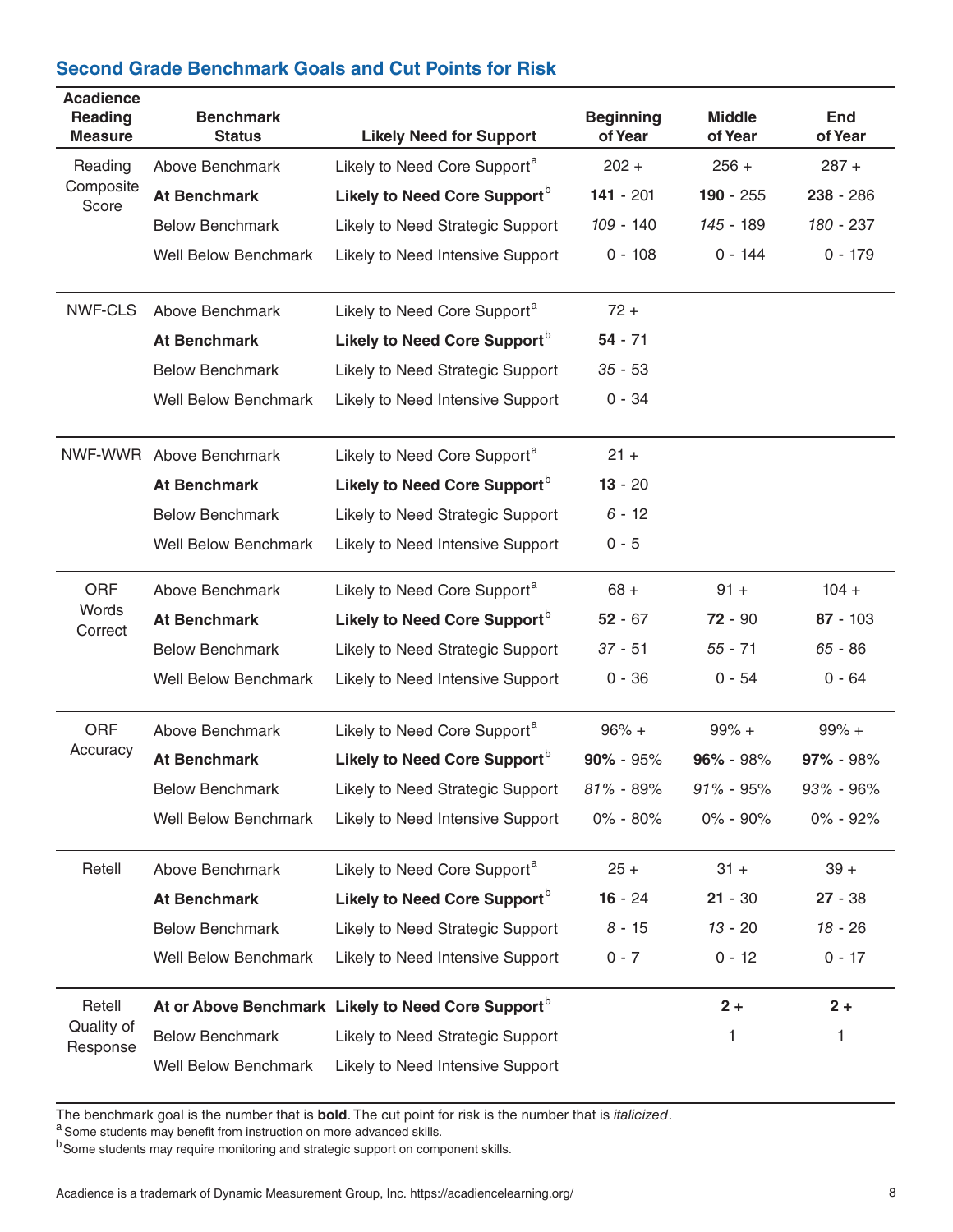## Second Grade Benchmark Goals and Cut Points for Risk

| Acadience Reading Measure | Benchmark Status | Likely Need for Support | Beginning of Year | Middle of Year | End of Year |
|---|---|---|---|---|---|
| Reading Composite Score | Above Benchmark | Likely to Need Core Support[a] | 202 + | 256 + | 287 + |
| | **At Benchmark** | **Likely to Need Core Support**[b] | **141** - 201 | **190** - 255 | **238** - 286 |
| | Below Benchmark | Likely to Need Strategic Support | *109* - 140 | *145* - 189 | *180* - 237 |
| | Well Below Benchmark | Likely to Need Intensive Support | 0 - 108 | 0 - 144 | 0 - 179 |
| NWF-CLS | Above Benchmark | Likely to Need Core Support[a] | 72 + | | |
| | **At Benchmark** | **Likely to Need Core Support**[b] | **54** - 71 | | |
| | Below Benchmark | Likely to Need Strategic Support | *35* - 53 | | |
| | Well Below Benchmark | Likely to Need Intensive Support | 0 - 34 | | |
| NWF-WWR | Above Benchmark | Likely to Need Core Support[a] | 21 + | | |
| | **At Benchmark** | **Likely to Need Core Support**[b] | **13** - 20 | | |
| | Below Benchmark | Likely to Need Strategic Support | *6* - 12 | | |
| | Well Below Benchmark | Likely to Need Intensive Support | 0 - 5 | | |
| ORF Words Correct | Above Benchmark | Likely to Need Core Support[a] | 68 + | 91 + | 104 + |
| | **At Benchmark** | **Likely to Need Core Support**[b] | **52** - 67 | **72** - 90 | **87** - 103 |
| | Below Benchmark | Likely to Need Strategic Support | *37* - 51 | *55* - 71 | *65* - 86 |
| | Well Below Benchmark | Likely to Need Intensive Support | 0 - 36 | 0 - 54 | 0 - 64 |
| ORF Accuracy | Above Benchmark | Likely to Need Core Support[a] | 96% + | 99% + | 99% + |
| | **At Benchmark** | **Likely to Need Core Support**[b] | **90%** - 95% | **96%** - 98% | **97%** - 98% |
| | Below Benchmark | Likely to Need Strategic Support | *81%* - 89% | *91%* - 95% | *93%* - 96% |
| | Well Below Benchmark | Likely to Need Intensive Support | 0% - 80% | 0% - 90% | 0% - 92% |
| Retell | Above Benchmark | Likely to Need Core Support[a] | 25 + | 31 + | 39 + |
| | **At Benchmark** | **Likely to Need Core Support**[b] | **16** - 24 | **21** - 30 | **27** - 38 |
| | Below Benchmark | Likely to Need Strategic Support | *8* - 15 | *13* - 20 | *18* - 26 |
| | Well Below Benchmark | Likely to Need Intensive Support | 0 - 7 | 0 - 12 | 0 - 17 |
| Retell Quality of Response | **At or Above Benchmark** | **Likely to Need Core Support**[b] | | **2 +** | **2 +** |
| | Below Benchmark | Likely to Need Strategic Support | | 1 | 1 |
| | Well Below Benchmark | Likely to Need Intensive Support | | | |

The benchmark goal is the number that is **bold**. The cut point for risk is the number that is *italicized*.

[a] Some students may benefit from instruction on more advanced skills.

[b] Some students may require monitoring and strategic support on component skills.

Acadience is a trademark of Dynamic Measurement Group, Inc. https://acadiencelearning.org/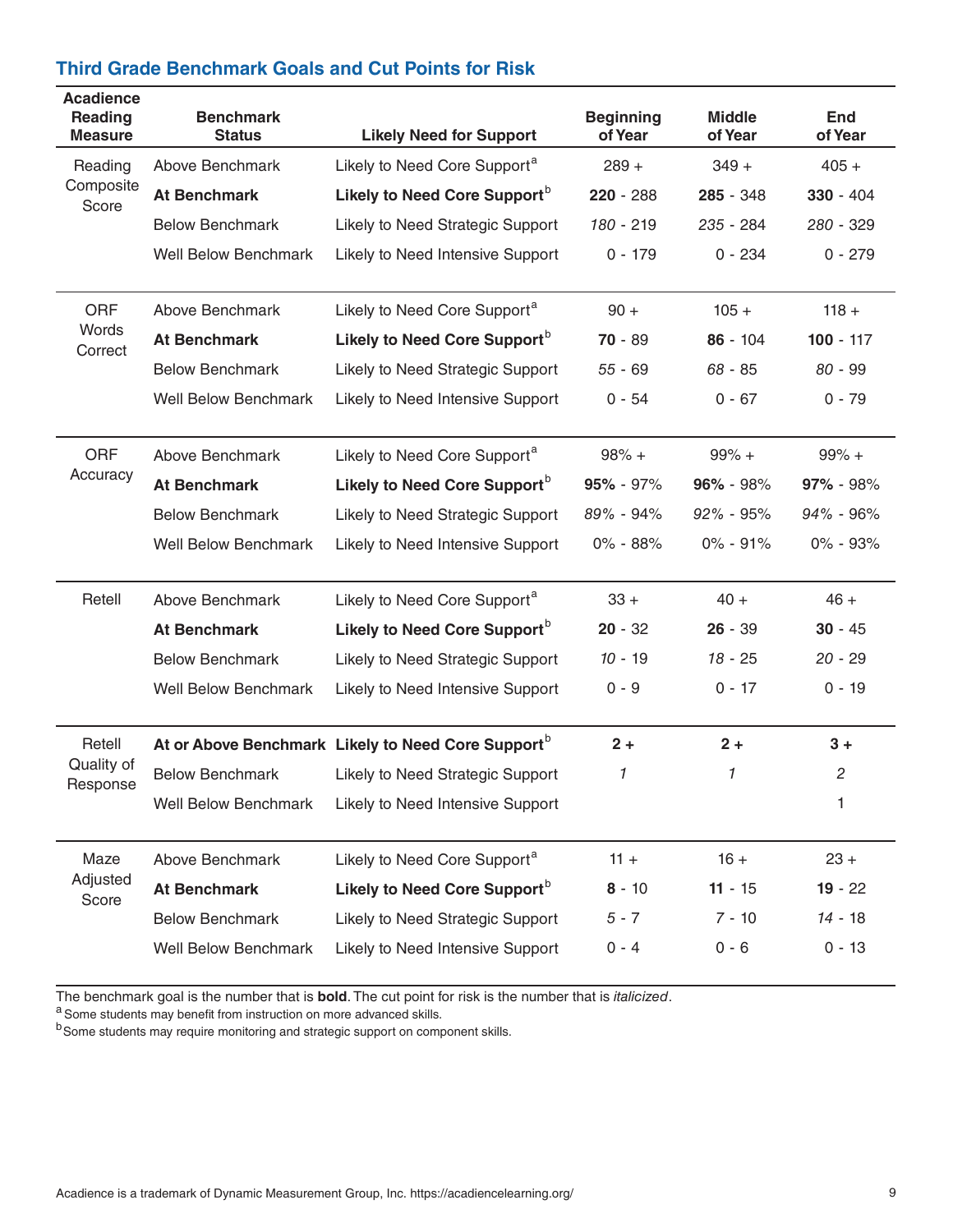## Third Grade Benchmark Goals and Cut Points for Risk

| Acadience Reading Measure | Benchmark Status | Likely Need for Support | Beginning of Year | Middle of Year | End of Year |
|---|---|---|---|---|---|
| Reading Composite Score | Above Benchmark | Likely to Need Core Support[a] | 289 + | 349 + | 405 + |
| | **At Benchmark** | **Likely to Need Core Support**[b] | **220** - 288 | **285** - 348 | **330** - 404 |
| | Below Benchmark | Likely to Need Strategic Support | *180* - 219 | *235* - 284 | *280* - 329 |
| | Well Below Benchmark | Likely to Need Intensive Support | 0 - 179 | 0 - 234 | 0 - 279 |
| ORF Words Correct | Above Benchmark | Likely to Need Core Support[a] | 90 + | 105 + | 118 + |
| | **At Benchmark** | **Likely to Need Core Support**[b] | **70** - 89 | **86** - 104 | **100** - 117 |
| | Below Benchmark | Likely to Need Strategic Support | *55* - 69 | *68* - 85 | *80* - 99 |
| | Well Below Benchmark | Likely to Need Intensive Support | 0 - 54 | 0 - 67 | 0 - 79 |
| ORF Accuracy | Above Benchmark | Likely to Need Core Support[a] | 98% + | 99% + | 99% + |
| | **At Benchmark** | **Likely to Need Core Support**[b] | **95%** - 97% | **96%** - 98% | **97%** - 98% |
| | Below Benchmark | Likely to Need Strategic Support | *89%* - 94% | *92%* - 95% | *94%* - 96% |
| | Well Below Benchmark | Likely to Need Intensive Support | 0% - 88% | 0% - 91% | 0% - 93% |
| Retell | Above Benchmark | Likely to Need Core Support[a] | 33 + | 40 + | 46 + |
| | **At Benchmark** | **Likely to Need Core Support**[b] | **20** - 32 | **26** - 39 | **30** - 45 |
| | Below Benchmark | Likely to Need Strategic Support | *10* - 19 | *18* - 25 | *20* - 29 |
| | Well Below Benchmark | Likely to Need Intensive Support | 0 - 9 | 0 - 17 | 0 - 19 |
| Retell Quality of Response | **At or Above Benchmark** | **Likely to Need Core Support**[b] | **2 +** | **2 +** | **3 +** |
| | Below Benchmark | Likely to Need Strategic Support | *1* | *1* | *2* |
| | Well Below Benchmark | Likely to Need Intensive Support | | | 1 |
| Maze Adjusted Score | Above Benchmark | Likely to Need Core Support[a] | 11 + | 16 + | 23 + |
| | **At Benchmark** | **Likely to Need Core Support**[b] | **8** - 10 | **11** - 15 | **19** - 22 |
| | Below Benchmark | Likely to Need Strategic Support | *5* - 7 | *7* - 10 | *14* - 18 |
| | Well Below Benchmark | Likely to Need Intensive Support | 0 - 4 | 0 - 6 | 0 - 13 |

The benchmark goal is the number that is **bold**. The cut point for risk is the number that is *italicized*.

[a] Some students may benefit from instruction on more advanced skills.

[b] Some students may require monitoring and strategic support on component skills.

Acadience is a trademark of Dynamic Measurement Group, Inc. https://acadiencelearning.org/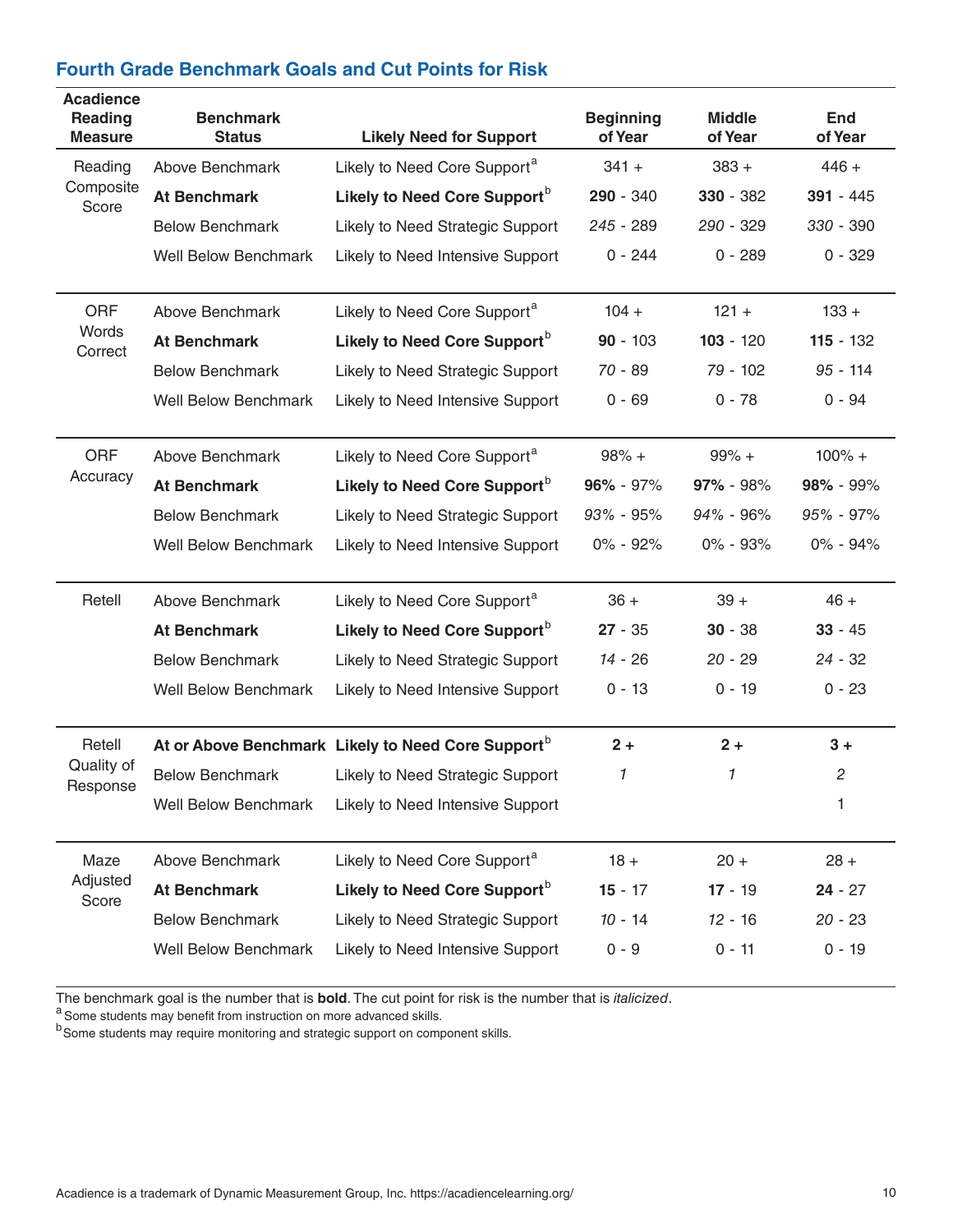## Fourth Grade Benchmark Goals and Cut Points for Risk

| Acadience Reading Measure | Benchmark Status | Likely Need for Support | Beginning of Year | Middle of Year | End of Year |
|---|---|---|---|---|---|
| Reading Composite Score | Above Benchmark | Likely to Need Core Support[a] | 341 + | 383 + | 446 + |
| | **At Benchmark** | **Likely to Need Core Support[b]** | **290** - 340 | **330** - 382 | **391** - 445 |
| | Below Benchmark | Likely to Need Strategic Support | *245* - 289 | *290* - 329 | *330* - 390 |
| | Well Below Benchmark | Likely to Need Intensive Support | 0 - 244 | 0 - 289 | 0 - 329 |
| ORF Words Correct | Above Benchmark | Likely to Need Core Support[a] | 104 + | 121 + | 133 + |
| | **At Benchmark** | **Likely to Need Core Support[b]** | **90** - 103 | **103** - 120 | **115** - 132 |
| | Below Benchmark | Likely to Need Strategic Support | *70* - 89 | *79* - 102 | *95* - 114 |
| | Well Below Benchmark | Likely to Need Intensive Support | 0 - 69 | 0 - 78 | 0 - 94 |
| ORF Accuracy | Above Benchmark | Likely to Need Core Support[a] | 98% + | 99% + | 100% + |
| | **At Benchmark** | **Likely to Need Core Support[b]** | **96%** - 97% | **97%** - 98% | **98%** - 99% |
| | Below Benchmark | Likely to Need Strategic Support | *93%* - 95% | *94%* - 96% | *95%* - 97% |
| | Well Below Benchmark | Likely to Need Intensive Support | 0% - 92% | 0% - 93% | 0% - 94% |
| Retell | Above Benchmark | Likely to Need Core Support[a] | 36 + | 39 + | 46 + |
| | **At Benchmark** | **Likely to Need Core Support[b]** | **27** - 35 | **30** - 38 | **33** - 45 |
| | Below Benchmark | Likely to Need Strategic Support | *14* - 26 | *20* - 29 | *24* - 32 |
| | Well Below Benchmark | Likely to Need Intensive Support | 0 - 13 | 0 - 19 | 0 - 23 |
| Retell Quality of Response | **At or Above Benchmark** | **Likely to Need Core Support[b]** | **2 +** | **2 +** | **3 +** |
| | Below Benchmark | Likely to Need Strategic Support | *1* | *1* | *2* |
| | Well Below Benchmark | Likely to Need Intensive Support | | | 1 |
| Maze Adjusted Score | Above Benchmark | Likely to Need Core Support[a] | 18 + | 20 + | 28 + |
| | **At Benchmark** | **Likely to Need Core Support[b]** | **15** - 17 | **17** - 19 | **24** - 27 |
| | Below Benchmark | Likely to Need Strategic Support | *10* - 14 | *12* - 16 | *20* - 23 |
| | Well Below Benchmark | Likely to Need Intensive Support | 0 - 9 | 0 - 11 | 0 - 19 |

The benchmark goal is the number that is **bold**. The cut point for risk is the number that is *italicized*.

[a] Some students may benefit from instruction on more advanced skills.

[b] Some students may require monitoring and strategic support on component skills.

Acadience is a trademark of Dynamic Measurement Group, Inc. https://acadiencelearning.org/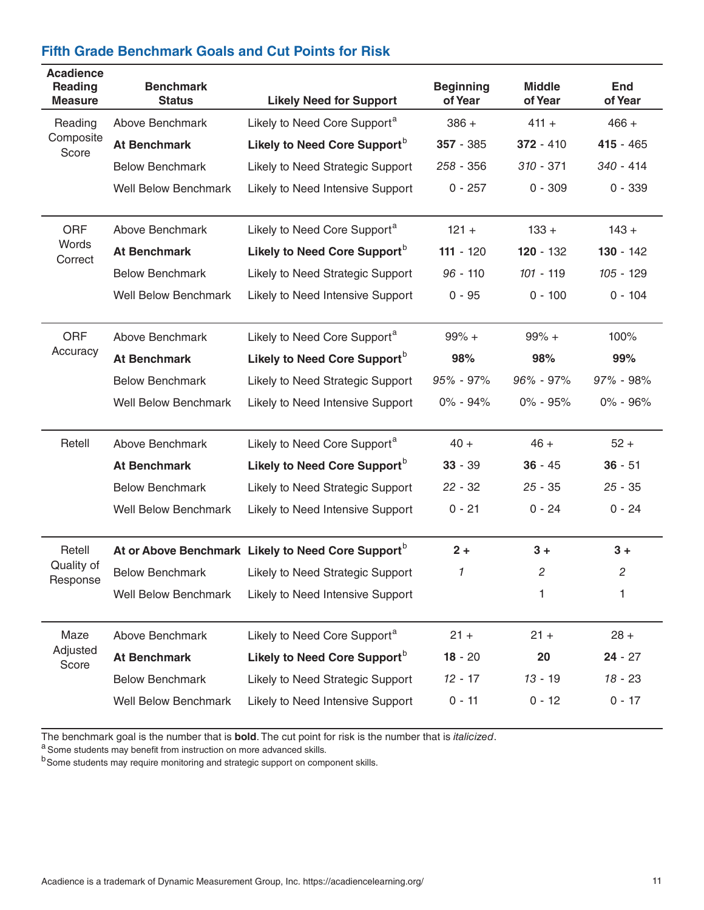## Fifth Grade Benchmark Goals and Cut Points for Risk

| Acadience Reading Measure | Benchmark Status | Likely Need for Support | Beginning of Year | Middle of Year | End of Year |
|---|---|---|---|---|---|
| Reading Composite Score | Above Benchmark | Likely to Need Core Support[a] | 386 + | 411 + | 466 + |
| | **At Benchmark** | **Likely to Need Core Support**[b] | **357** - 385 | **372** - 410 | **415** - 465 |
| | Below Benchmark | Likely to Need Strategic Support | *258* - 356 | *310* - 371 | *340* - 414 |
| | Well Below Benchmark | Likely to Need Intensive Support | 0 - 257 | 0 - 309 | 0 - 339 |
| ORF Words Correct | Above Benchmark | Likely to Need Core Support[a] | 121 + | 133 + | 143 + |
| | **At Benchmark** | **Likely to Need Core Support**[b] | **111** - 120 | **120** - 132 | **130** - 142 |
| | Below Benchmark | Likely to Need Strategic Support | *96* - 110 | *101* - 119 | *105* - 129 |
| | Well Below Benchmark | Likely to Need Intensive Support | 0 - 95 | 0 - 100 | 0 - 104 |
| ORF Accuracy | Above Benchmark | Likely to Need Core Support[a] | 99% + | 99% + | 100% |
| | **At Benchmark** | **Likely to Need Core Support**[b] | **98%** | **98%** | **99%** |
| | Below Benchmark | Likely to Need Strategic Support | *95%* - 97% | *96%* - 97% | *97%* - 98% |
| | Well Below Benchmark | Likely to Need Intensive Support | 0% - 94% | 0% - 95% | 0% - 96% |
| Retell | Above Benchmark | Likely to Need Core Support[a] | 40 + | 46 + | 52 + |
| | **At Benchmark** | **Likely to Need Core Support**[b] | **33** - 39 | **36** - 45 | **36** - 51 |
| | Below Benchmark | Likely to Need Strategic Support | *22* - 32 | *25* - 35 | *25* - 35 |
| | Well Below Benchmark | Likely to Need Intensive Support | 0 - 21 | 0 - 24 | 0 - 24 |
| Retell Quality of Response | **At or Above Benchmark** | **Likely to Need Core Support**[b] | **2 +** | **3 +** | **3 +** |
| | Below Benchmark | Likely to Need Strategic Support | *1* | *2* | *2* |
| | Well Below Benchmark | Likely to Need Intensive Support | | 1 | 1 |
| Maze Adjusted Score | Above Benchmark | Likely to Need Core Support[a] | 21 + | 21 + | 28 + |
| | **At Benchmark** | **Likely to Need Core Support**[b] | **18** - 20 | **20** | **24** - 27 |
| | Below Benchmark | Likely to Need Strategic Support | *12* - 17 | *13* - 19 | *18* - 23 |
| | Well Below Benchmark | Likely to Need Intensive Support | 0 - 11 | 0 - 12 | 0 - 17 |

The benchmark goal is the number that is **bold**. The cut point for risk is the number that is *italicized*.

[a] Some students may benefit from instruction on more advanced skills.

[b] Some students may require monitoring and strategic support on component skills.

Acadience is a trademark of Dynamic Measurement Group, Inc. https://acadiencelearning.org/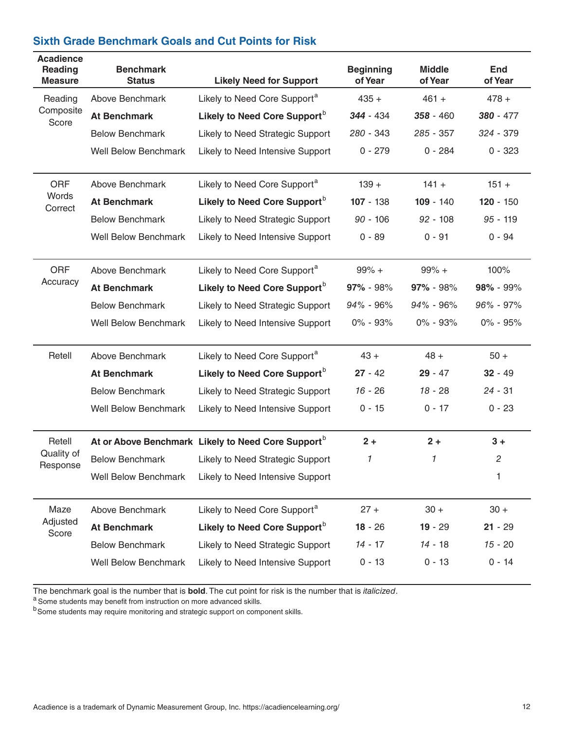## Sixth Grade Benchmark Goals and Cut Points for Risk

| Acadience Reading Measure | Benchmark Status | Likely Need for Support | Beginning of Year | Middle of Year | End of Year |
|---|---|---|---|---|---|
| Reading Composite Score | Above Benchmark | Likely to Need Core Support[a] | 435 + | 461 + | 478 + |
| | **At Benchmark** | **Likely to Need Core Support[b]** | ***344*** - 434 | ***358*** - 460 | ***380*** - 477 |
| | Below Benchmark | Likely to Need Strategic Support | *280* - 343 | *285* - 357 | *324* - 379 |
| | Well Below Benchmark | Likely to Need Intensive Support | 0 - 279 | 0 - 284 | 0 - 323 |
| ORF Words Correct | Above Benchmark | Likely to Need Core Support[a] | 139 + | 141 + | 151 + |
| | **At Benchmark** | **Likely to Need Core Support[b]** | **107** - 138 | **109** - 140 | **120** - 150 |
| | Below Benchmark | Likely to Need Strategic Support | *90* - 106 | *92* - 108 | *95* - 119 |
| | Well Below Benchmark | Likely to Need Intensive Support | 0 - 89 | 0 - 91 | 0 - 94 |
| ORF Accuracy | Above Benchmark | Likely to Need Core Support[a] | 99% + | 99% + | 100% |
| | **At Benchmark** | **Likely to Need Core Support[b]** | **97%** - 98% | **97%** - 98% | **98%** - 99% |
| | Below Benchmark | Likely to Need Strategic Support | *94%* - 96% | *94%* - 96% | *96%* - 97% |
| | Well Below Benchmark | Likely to Need Intensive Support | 0% - 93% | 0% - 93% | 0% - 95% |
| Retell | Above Benchmark | Likely to Need Core Support[a] | 43 + | 48 + | 50 + |
| | **At Benchmark** | **Likely to Need Core Support[b]** | **27** - 42 | **29** - 47 | **32** - 49 |
| | Below Benchmark | Likely to Need Strategic Support | *16* - 26 | *18* - 28 | *24* - 31 |
| | Well Below Benchmark | Likely to Need Intensive Support | 0 - 15 | 0 - 17 | 0 - 23 |
| Retell Quality of Response | **At or Above Benchmark** | **Likely to Need Core Support[b]** | **2 +** | **2 +** | **3 +** |
| | Below Benchmark | Likely to Need Strategic Support | *1* | *1* | *2* |
| | Well Below Benchmark | Likely to Need Intensive Support | | | 1 |
| Maze Adjusted Score | Above Benchmark | Likely to Need Core Support[a] | 27 + | 30 + | 30 + |
| | **At Benchmark** | **Likely to Need Core Support[b]** | **18** - 26 | **19** - 29 | **21** - 29 |
| | Below Benchmark | Likely to Need Strategic Support | *14* - 17 | *14* - 18 | *15* - 20 |
| | Well Below Benchmark | Likely to Need Intensive Support | 0 - 13 | 0 - 13 | 0 - 14 |

The benchmark goal is the number that is **bold**. The cut point for risk is the number that is *italicized*.

[a] Some students may benefit from instruction on more advanced skills.

[b] Some students may require monitoring and strategic support on component skills.

Acadience is a trademark of Dynamic Measurement Group, Inc. https://acadiencelearning.org/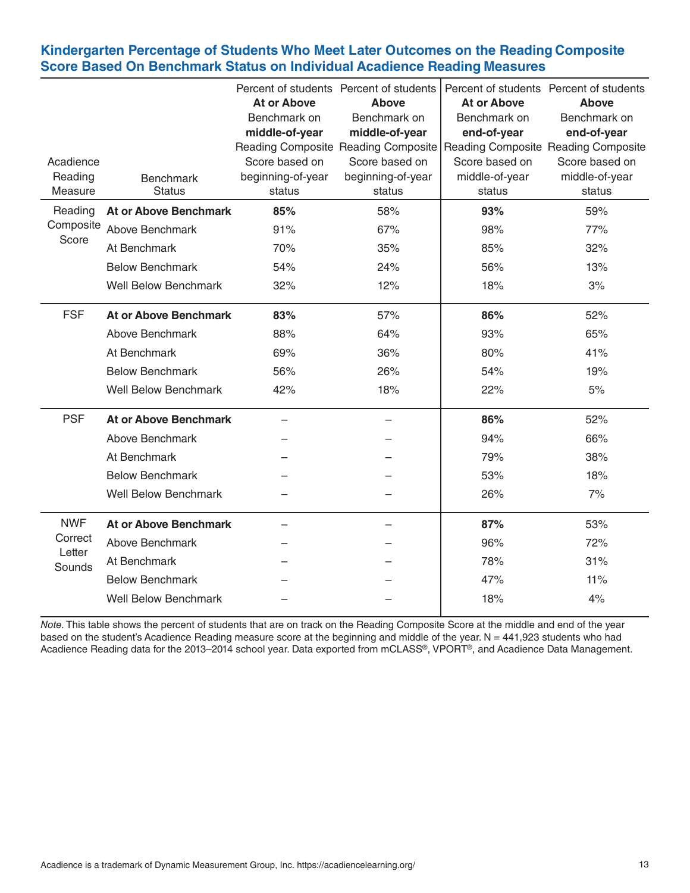## Kindergarten Percentage of Students Who Meet Later Outcomes on the Reading Composite Score Based On Benchmark Status on Individual Acadience Reading Measures

| Acadience Reading Measure | Benchmark Status | Percent of students **At or Above** Benchmark on **middle-of-year** Reading Composite Score based on beginning-of-year status | Percent of students **Above** Benchmark on **middle-of-year** Reading Composite Score based on beginning-of-year status | Percent of students **At or Above** Benchmark on **end-of-year** Reading Composite Score based on middle-of-year status | Percent of students **Above** Benchmark on **end-of-year** Reading Composite Score based on middle-of-year status |
|---|---|---|---|---|---|
| Reading Composite Score | **At or Above Benchmark** | **85%** | 58% | **93%** | 59% |
| | Above Benchmark | 91% | 67% | 98% | 77% |
| | At Benchmark | 70% | 35% | 85% | 32% |
| | Below Benchmark | 54% | 24% | 56% | 13% |
| | Well Below Benchmark | 32% | 12% | 18% | 3% |
| FSF | **At or Above Benchmark** | **83%** | 57% | **86%** | 52% |
| | Above Benchmark | 88% | 64% | 93% | 65% |
| | At Benchmark | 69% | 36% | 80% | 41% |
| | Below Benchmark | 56% | 26% | 54% | 19% |
| | Well Below Benchmark | 42% | 18% | 22% | 5% |
| PSF | **At or Above Benchmark** | – | – | **86%** | 52% |
| | Above Benchmark | – | – | 94% | 66% |
| | At Benchmark | – | – | 79% | 38% |
| | Below Benchmark | – | – | 53% | 18% |
| | Well Below Benchmark | – | – | 26% | 7% |
| NWF Correct Letter Sounds | **At or Above Benchmark** | – | – | **87%** | 53% |
| | Above Benchmark | – | – | 96% | 72% |
| | At Benchmark | – | – | 78% | 31% |
| | Below Benchmark | – | – | 47% | 11% |
| | Well Below Benchmark | – | – | 18% | 4% |

*Note.* This table shows the percent of students that are on track on the Reading Composite Score at the middle and end of the year based on the student's Acadience Reading measure score at the beginning and middle of the year. N = 441,923 students who had Acadience Reading data for the 2013–2014 school year. Data exported from mCLASS®, VPORT®, and Acadience Data Management.

Acadience is a trademark of Dynamic Measurement Group, Inc. https://acadiencelearning.org/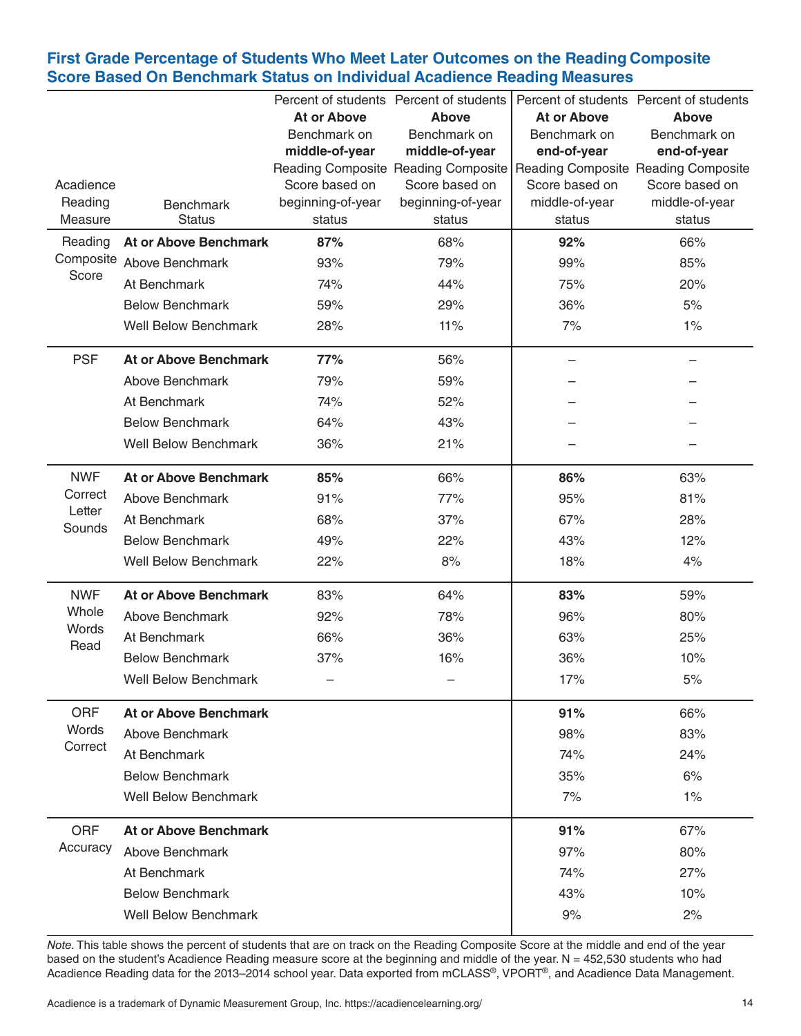## First Grade Percentage of Students Who Meet Later Outcomes on the Reading Composite Score Based On Benchmark Status on Individual Acadience Reading Measures

| Acadience Reading Measure | Benchmark Status | Percent of students **At or Above** Benchmark on **middle-of-year** Reading Composite Score based on beginning-of-year status | Percent of students **Above** Benchmark on **middle-of-year** Reading Composite Score based on beginning-of-year status | Percent of students **At or Above** Benchmark on **end-of-year** Reading Composite Score based on middle-of-year status | Percent of students **Above** Benchmark on **end-of-year** Reading Composite Score based on middle-of-year status |
|---|---|---|---|---|---|
| Reading Composite Score | **At or Above Benchmark** | **87%** | 68% | **92%** | 66% |
| | Above Benchmark | 93% | 79% | 99% | 85% |
| | At Benchmark | 74% | 44% | 75% | 20% |
| | Below Benchmark | 59% | 29% | 36% | 5% |
| | Well Below Benchmark | 28% | 11% | 7% | 1% |
| PSF | **At or Above Benchmark** | **77%** | 56% | – | – |
| | Above Benchmark | 79% | 59% | – | – |
| | At Benchmark | 74% | 52% | – | – |
| | Below Benchmark | 64% | 43% | – | – |
| | Well Below Benchmark | 36% | 21% | – | – |
| NWF Correct Letter Sounds | **At or Above Benchmark** | **85%** | 66% | **86%** | 63% |
| | Above Benchmark | 91% | 77% | 95% | 81% |
| | At Benchmark | 68% | 37% | 67% | 28% |
| | Below Benchmark | 49% | 22% | 43% | 12% |
| | Well Below Benchmark | 22% | 8% | 18% | 4% |
| NWF Whole Words Read | **At or Above Benchmark** | 83% | 64% | **83%** | 59% |
| | Above Benchmark | 92% | 78% | 96% | 80% |
| | At Benchmark | 66% | 36% | 63% | 25% |
| | Below Benchmark | 37% | 16% | 36% | 10% |
| | Well Below Benchmark | – | – | 17% | 5% |
| ORF Words Correct | **At or Above Benchmark** | | | **91%** | 66% |
| | Above Benchmark | | | 98% | 83% |
| | At Benchmark | | | 74% | 24% |
| | Below Benchmark | | | 35% | 6% |
| | Well Below Benchmark | | | 7% | 1% |
| ORF Accuracy | **At or Above Benchmark** | | | **91%** | 67% |
| | Above Benchmark | | | 97% | 80% |
| | At Benchmark | | | 74% | 27% |
| | Below Benchmark | | | 43% | 10% |
| | Well Below Benchmark | | | 9% | 2% |

*Note.* This table shows the percent of students that are on track on the Reading Composite Score at the middle and end of the year based on the student's Acadience Reading measure score at the beginning and middle of the year. N = 452,530 students who had Acadience Reading data for the 2013–2014 school year. Data exported from mCLASS®, VPORT®, and Acadience Data Management.

Acadience is a trademark of Dynamic Measurement Group, Inc. https://acadiencelearning.org/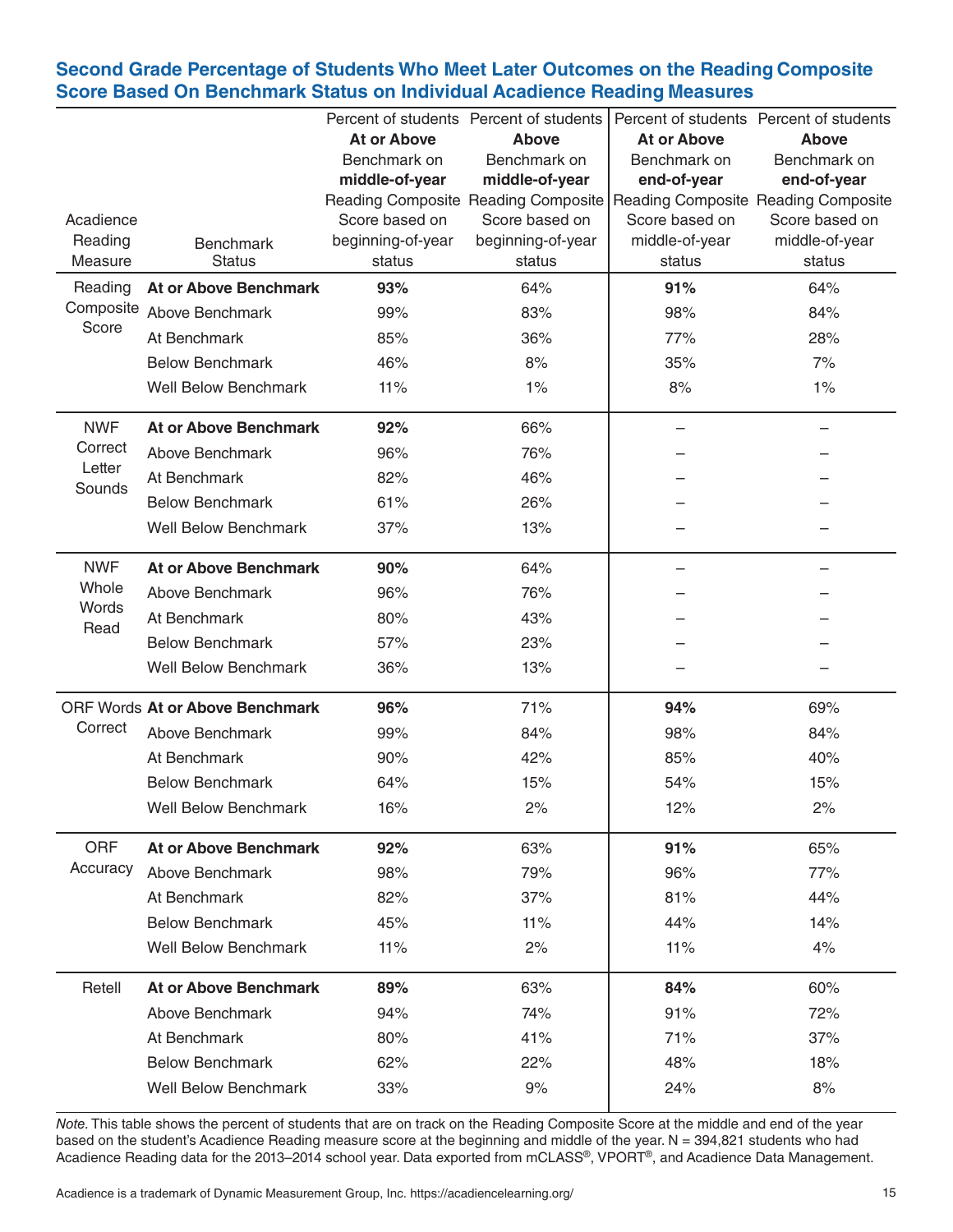## Second Grade Percentage of Students Who Meet Later Outcomes on the Reading Composite Score Based On Benchmark Status on Individual Acadience Reading Measures

| Acadience Reading Measure | Benchmark Status | Percent of students **At or Above** Benchmark on **middle-of-year** Reading Composite Score based on beginning-of-year status | Percent of students **Above** Benchmark on **middle-of-year** Reading Composite Score based on beginning-of-year status | Percent of students **At or Above** Benchmark on **end-of-year** Reading Composite Score based on middle-of-year status | Percent of students **Above** Benchmark on **end-of-year** Reading Composite Score based on middle-of-year status |
|---|---|---|---|---|---|
| Reading Composite Score | **At or Above Benchmark** | **93%** | 64% | **91%** | 64% |
| | Above Benchmark | 99% | 83% | 98% | 84% |
| | At Benchmark | 85% | 36% | 77% | 28% |
| | Below Benchmark | 46% | 8% | 35% | 7% |
| | Well Below Benchmark | 11% | 1% | 8% | 1% |
| NWF Correct Letter Sounds | **At or Above Benchmark** | **92%** | 66% | – | – |
| | Above Benchmark | 96% | 76% | – | – |
| | At Benchmark | 82% | 46% | – | – |
| | Below Benchmark | 61% | 26% | – | – |
| | Well Below Benchmark | 37% | 13% | – | – |
| NWF Whole Words Read | **At or Above Benchmark** | **90%** | 64% | – | – |
| | Above Benchmark | 96% | 76% | – | – |
| | At Benchmark | 80% | 43% | – | – |
| | Below Benchmark | 57% | 23% | – | – |
| | Well Below Benchmark | 36% | 13% | – | – |
| ORF Words Correct | **At or Above Benchmark** | **96%** | 71% | **94%** | 69% |
| | Above Benchmark | 99% | 84% | 98% | 84% |
| | At Benchmark | 90% | 42% | 85% | 40% |
| | Below Benchmark | 64% | 15% | 54% | 15% |
| | Well Below Benchmark | 16% | 2% | 12% | 2% |
| ORF Accuracy | **At or Above Benchmark** | **92%** | 63% | **91%** | 65% |
| | Above Benchmark | 98% | 79% | 96% | 77% |
| | At Benchmark | 82% | 37% | 81% | 44% |
| | Below Benchmark | 45% | 11% | 44% | 14% |
| | Well Below Benchmark | 11% | 2% | 11% | 4% |
| Retell | **At or Above Benchmark** | **89%** | 63% | **84%** | 60% |
| | Above Benchmark | 94% | 74% | 91% | 72% |
| | At Benchmark | 80% | 41% | 71% | 37% |
| | Below Benchmark | 62% | 22% | 48% | 18% |
| | Well Below Benchmark | 33% | 9% | 24% | 8% |

*Note.* This table shows the percent of students that are on track on the Reading Composite Score at the middle and end of the year based on the student's Acadience Reading measure score at the beginning and middle of the year. N = 394,821 students who had Acadience Reading data for the 2013–2014 school year. Data exported from mCLASS®, VPORT®, and Acadience Data Management.

Acadience is a trademark of Dynamic Measurement Group, Inc. https://acadiencelearning.org/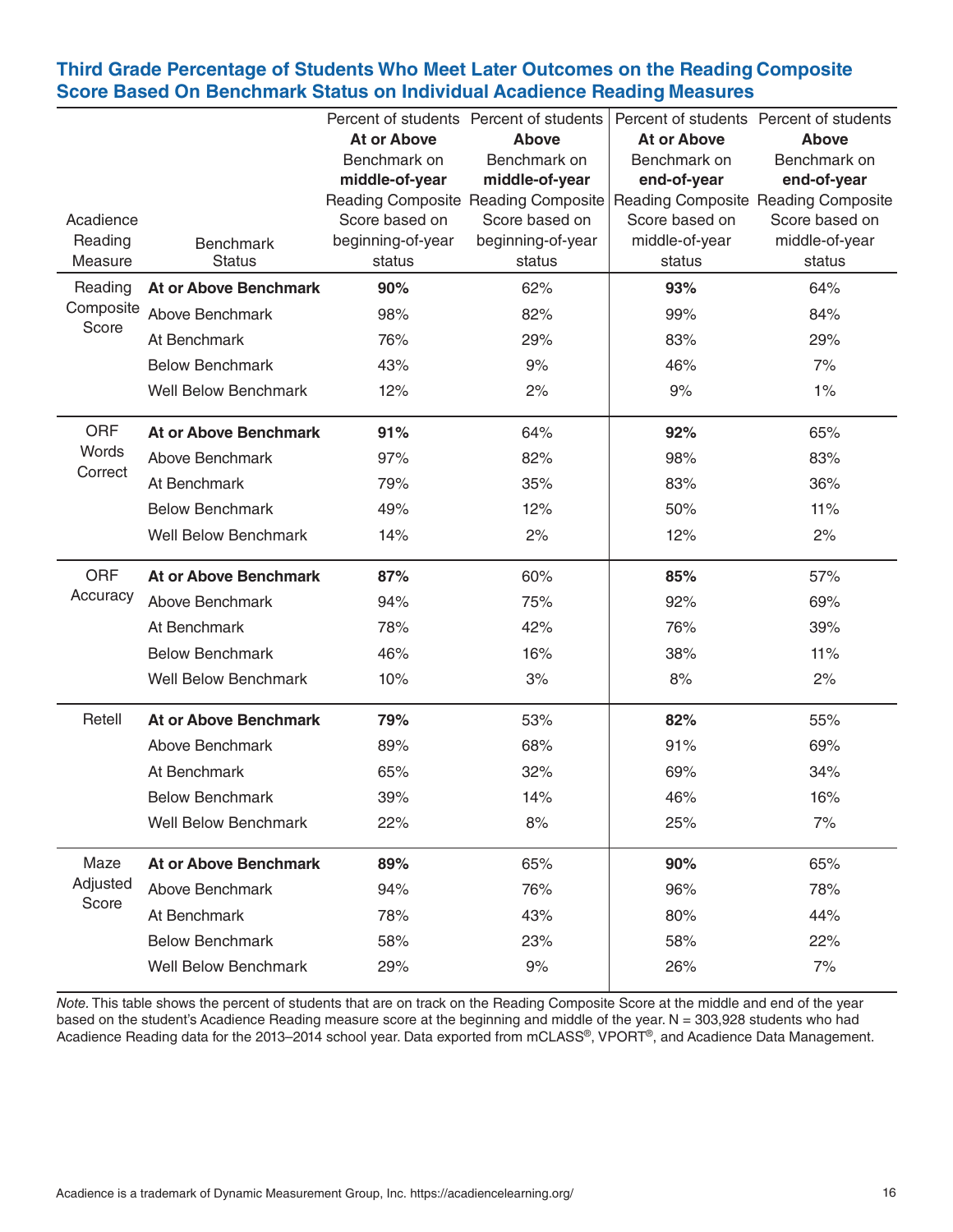## Third Grade Percentage of Students Who Meet Later Outcomes on the Reading Composite Score Based On Benchmark Status on Individual Acadience Reading Measures

| Acadience Reading Measure | Benchmark Status | Percent of students **At or Above** Benchmark on **middle-of-year** Reading Composite Score based on beginning-of-year status | Percent of students **Above** Benchmark on **middle-of-year** Reading Composite Score based on beginning-of-year status | Percent of students **At or Above** Benchmark on **end-of-year** Reading Composite Score based on middle-of-year status | Percent of students **Above** Benchmark on **end-of-year** Reading Composite Score based on middle-of-year status |
|---|---|---|---|---|---|
| Reading Composite Score | **At or Above Benchmark** | **90%** | 62% | **93%** | 64% |
| | Above Benchmark | 98% | 82% | 99% | 84% |
| | At Benchmark | 76% | 29% | 83% | 29% |
| | Below Benchmark | 43% | 9% | 46% | 7% |
| | Well Below Benchmark | 12% | 2% | 9% | 1% |
| ORF Words Correct | **At or Above Benchmark** | **91%** | 64% | **92%** | 65% |
| | Above Benchmark | 97% | 82% | 98% | 83% |
| | At Benchmark | 79% | 35% | 83% | 36% |
| | Below Benchmark | 49% | 12% | 50% | 11% |
| | Well Below Benchmark | 14% | 2% | 12% | 2% |
| ORF Accuracy | **At or Above Benchmark** | **87%** | 60% | **85%** | 57% |
| | Above Benchmark | 94% | 75% | 92% | 69% |
| | At Benchmark | 78% | 42% | 76% | 39% |
| | Below Benchmark | 46% | 16% | 38% | 11% |
| | Well Below Benchmark | 10% | 3% | 8% | 2% |
| Retell | **At or Above Benchmark** | **79%** | 53% | **82%** | 55% |
| | Above Benchmark | 89% | 68% | 91% | 69% |
| | At Benchmark | 65% | 32% | 69% | 34% |
| | Below Benchmark | 39% | 14% | 46% | 16% |
| | Well Below Benchmark | 22% | 8% | 25% | 7% |
| Maze Adjusted Score | **At or Above Benchmark** | **89%** | 65% | **90%** | 65% |
| | Above Benchmark | 94% | 76% | 96% | 78% |
| | At Benchmark | 78% | 43% | 80% | 44% |
| | Below Benchmark | 58% | 23% | 58% | 22% |
| | Well Below Benchmark | 29% | 9% | 26% | 7% |

*Note.* This table shows the percent of students that are on track on the Reading Composite Score at the middle and end of the year based on the student's Acadience Reading measure score at the beginning and middle of the year. N = 303,928 students who had Acadience Reading data for the 2013–2014 school year. Data exported from mCLASS®, VPORT®, and Acadience Data Management.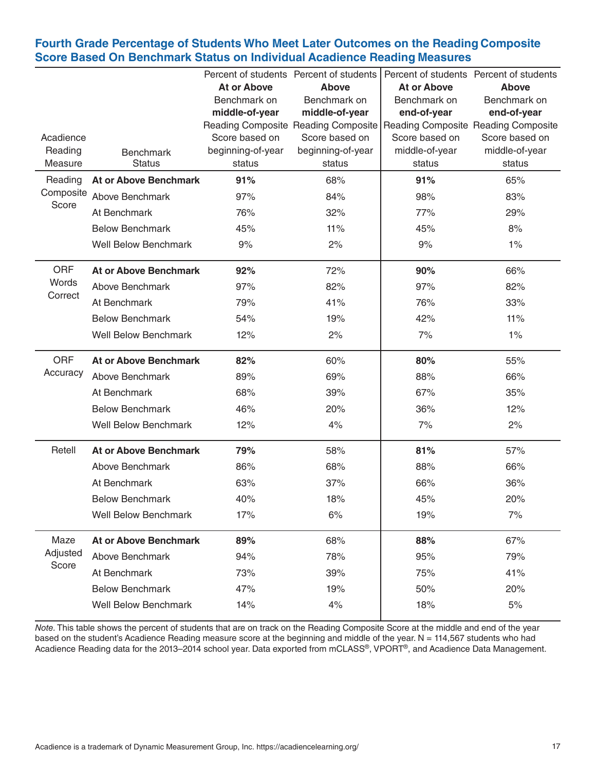## Fourth Grade Percentage of Students Who Meet Later Outcomes on the Reading Composite Score Based On Benchmark Status on Individual Acadience Reading Measures

| Acadience Reading Measure | Benchmark Status | Percent of students **At or Above** Benchmark on **middle-of-year** Reading Composite Score based on beginning-of-year status | Percent of students **Above** Benchmark on **middle-of-year** Reading Composite Score based on beginning-of-year status | Percent of students **At or Above** Benchmark on **end-of-year** Reading Composite Score based on middle-of-year status | Percent of students **Above** Benchmark on **end-of-year** Reading Composite Score based on middle-of-year status |
|---|---|---|---|---|---|
| Reading Composite Score | **At or Above Benchmark** | **91%** | 68% | **91%** | 65% |
| | Above Benchmark | 97% | 84% | 98% | 83% |
| | At Benchmark | 76% | 32% | 77% | 29% |
| | Below Benchmark | 45% | 11% | 45% | 8% |
| | Well Below Benchmark | 9% | 2% | 9% | 1% |
| ORF Words Correct | **At or Above Benchmark** | **92%** | 72% | **90%** | 66% |
| | Above Benchmark | 97% | 82% | 97% | 82% |
| | At Benchmark | 79% | 41% | 76% | 33% |
| | Below Benchmark | 54% | 19% | 42% | 11% |
| | Well Below Benchmark | 12% | 2% | 7% | 1% |
| ORF Accuracy | **At or Above Benchmark** | **82%** | 60% | **80%** | 55% |
| | Above Benchmark | 89% | 69% | 88% | 66% |
| | At Benchmark | 68% | 39% | 67% | 35% |
| | Below Benchmark | 46% | 20% | 36% | 12% |
| | Well Below Benchmark | 12% | 4% | 7% | 2% |
| Retell | **At or Above Benchmark** | **79%** | 58% | **81%** | 57% |
| | Above Benchmark | 86% | 68% | 88% | 66% |
| | At Benchmark | 63% | 37% | 66% | 36% |
| | Below Benchmark | 40% | 18% | 45% | 20% |
| | Well Below Benchmark | 17% | 6% | 19% | 7% |
| Maze Adjusted Score | **At or Above Benchmark** | **89%** | 68% | **88%** | 67% |
| | Above Benchmark | 94% | 78% | 95% | 79% |
| | At Benchmark | 73% | 39% | 75% | 41% |
| | Below Benchmark | 47% | 19% | 50% | 20% |
| | Well Below Benchmark | 14% | 4% | 18% | 5% |

*Note.* This table shows the percent of students that are on track on the Reading Composite Score at the middle and end of the year based on the student's Acadience Reading measure score at the beginning and middle of the year. N = 114,567 students who had Acadience Reading data for the 2013–2014 school year. Data exported from mCLASS®, VPORT®, and Acadience Data Management.

Acadience is a trademark of Dynamic Measurement Group, Inc. https://acadiencelearning.org/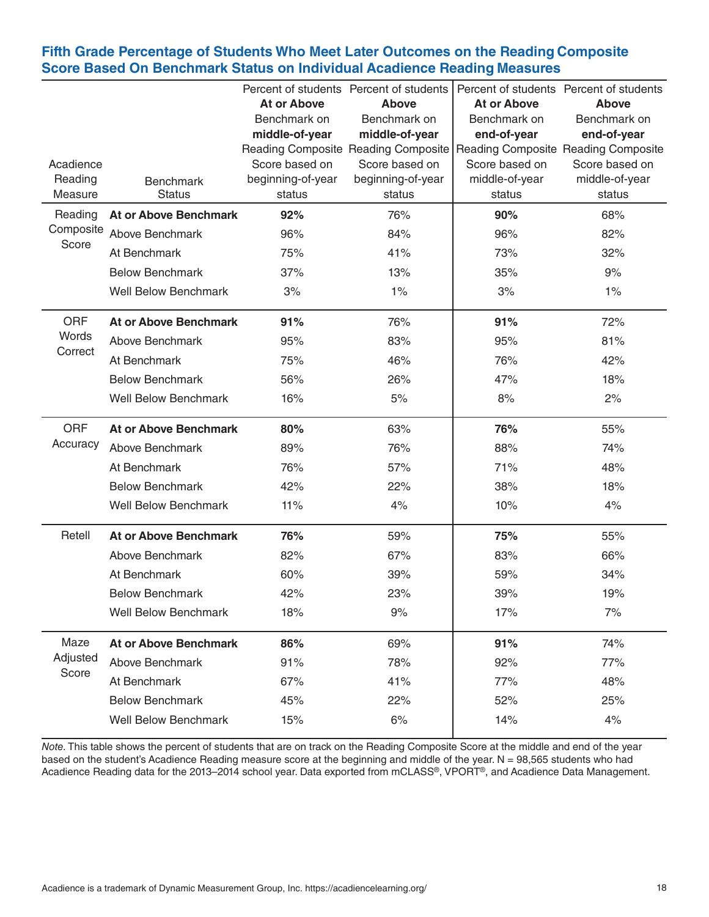## Fifth Grade Percentage of Students Who Meet Later Outcomes on the Reading Composite Score Based On Benchmark Status on Individual Acadience Reading Measures

| Acadience Reading Measure | Benchmark Status | Percent of students **At or Above** Benchmark on **middle-of-year** Reading Composite Score based on beginning-of-year status | Percent of students **Above** Benchmark on **middle-of-year** Reading Composite Score based on beginning-of-year status | Percent of students **At or Above** Benchmark on **end-of-year** Reading Composite Score based on middle-of-year status | Percent of students **Above** Benchmark on **end-of-year** Reading Composite Score based on middle-of-year status |
|---|---|---|---|---|---|
| Reading Composite Score | **At or Above Benchmark** | **92%** | 76% | **90%** | 68% |
| | Above Benchmark | 96% | 84% | 96% | 82% |
| | At Benchmark | 75% | 41% | 73% | 32% |
| | Below Benchmark | 37% | 13% | 35% | 9% |
| | Well Below Benchmark | 3% | 1% | 3% | 1% |
| ORF Words Correct | **At or Above Benchmark** | **91%** | 76% | **91%** | 72% |
| | Above Benchmark | 95% | 83% | 95% | 81% |
| | At Benchmark | 75% | 46% | 76% | 42% |
| | Below Benchmark | 56% | 26% | 47% | 18% |
| | Well Below Benchmark | 16% | 5% | 8% | 2% |
| ORF Accuracy | **At or Above Benchmark** | **80%** | 63% | **76%** | 55% |
| | Above Benchmark | 89% | 76% | 88% | 74% |
| | At Benchmark | 76% | 57% | 71% | 48% |
| | Below Benchmark | 42% | 22% | 38% | 18% |
| | Well Below Benchmark | 11% | 4% | 10% | 4% |
| Retell | **At or Above Benchmark** | **76%** | 59% | **75%** | 55% |
| | Above Benchmark | 82% | 67% | 83% | 66% |
| | At Benchmark | 60% | 39% | 59% | 34% |
| | Below Benchmark | 42% | 23% | 39% | 19% |
| | Well Below Benchmark | 18% | 9% | 17% | 7% |
| Maze Adjusted Score | **At or Above Benchmark** | **86%** | 69% | **91%** | 74% |
| | Above Benchmark | 91% | 78% | 92% | 77% |
| | At Benchmark | 67% | 41% | 77% | 48% |
| | Below Benchmark | 45% | 22% | 52% | 25% |
| | Well Below Benchmark | 15% | 6% | 14% | 4% |

*Note.* This table shows the percent of students that are on track on the Reading Composite Score at the middle and end of the year based on the student's Acadience Reading measure score at the beginning and middle of the year. N = 98,565 students who had Acadience Reading data for the 2013–2014 school year. Data exported from mCLASS®, VPORT®, and Acadience Data Management.

Acadience is a trademark of Dynamic Measurement Group, Inc. https://acadiencelearning.org/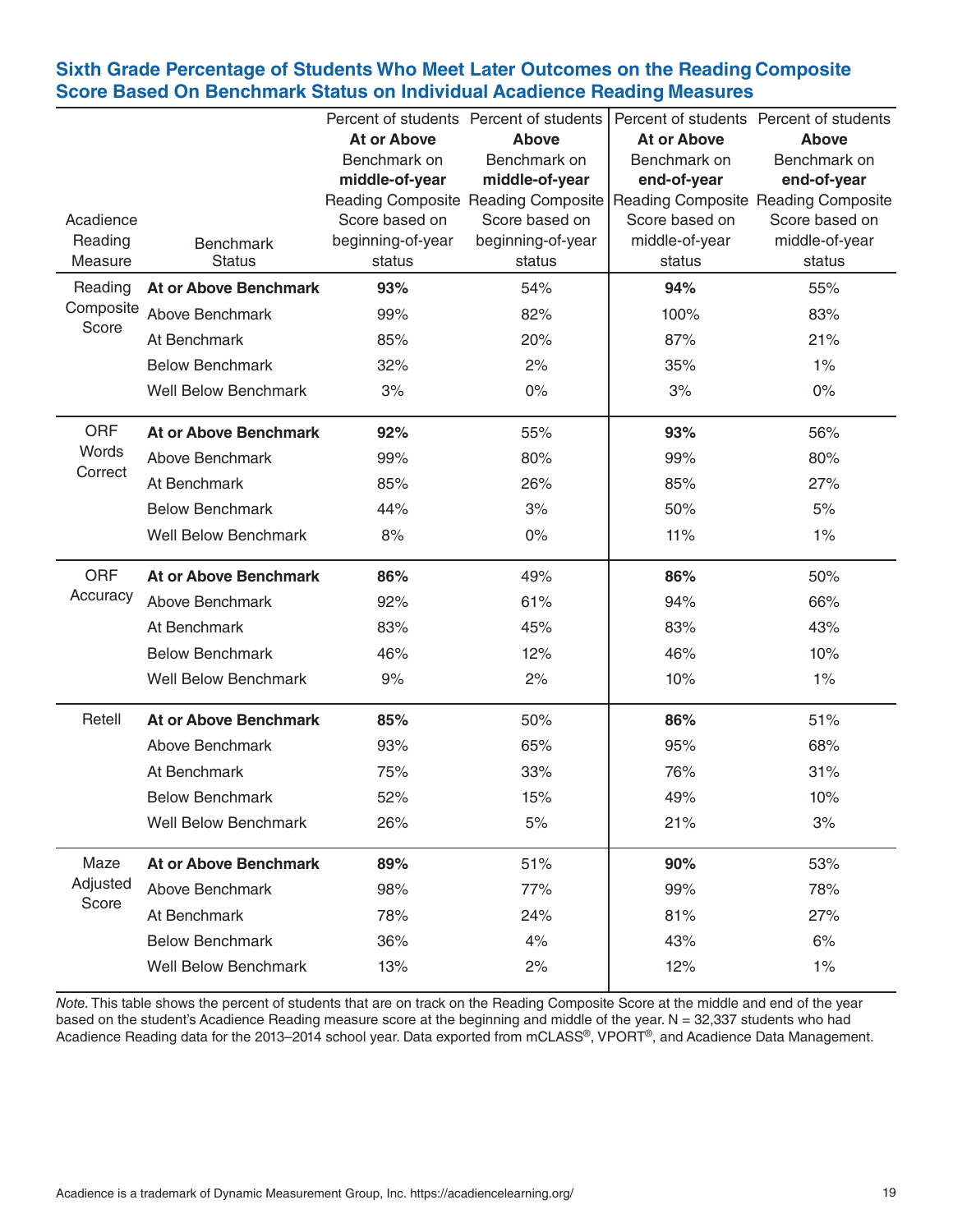## Sixth Grade Percentage of Students Who Meet Later Outcomes on the Reading Composite Score Based On Benchmark Status on Individual Acadience Reading Measures

| Acadience Reading Measure | Benchmark Status | Percent of students **At or Above** Benchmark on **middle-of-year** Reading Composite Score based on beginning-of-year status | Percent of students **Above** Benchmark on **middle-of-year** Reading Composite Score based on beginning-of-year status | Percent of students **At or Above** Benchmark on **end-of-year** Reading Composite Score based on middle-of-year status | Percent of students **Above** Benchmark on **end-of-year** Reading Composite Score based on middle-of-year status |
|---|---|---|---|---|---|
| Reading Composite Score | **At or Above Benchmark** | **93%** | 54% | **94%** | 55% |
| | Above Benchmark | 99% | 82% | 100% | 83% |
| | At Benchmark | 85% | 20% | 87% | 21% |
| | Below Benchmark | 32% | 2% | 35% | 1% |
| | Well Below Benchmark | 3% | 0% | 3% | 0% |
| ORF Words Correct | **At or Above Benchmark** | **92%** | 55% | **93%** | 56% |
| | Above Benchmark | 99% | 80% | 99% | 80% |
| | At Benchmark | 85% | 26% | 85% | 27% |
| | Below Benchmark | 44% | 3% | 50% | 5% |
| | Well Below Benchmark | 8% | 0% | 11% | 1% |
| ORF Accuracy | **At or Above Benchmark** | **86%** | 49% | **86%** | 50% |
| | Above Benchmark | 92% | 61% | 94% | 66% |
| | At Benchmark | 83% | 45% | 83% | 43% |
| | Below Benchmark | 46% | 12% | 46% | 10% |
| | Well Below Benchmark | 9% | 2% | 10% | 1% |
| Retell | **At or Above Benchmark** | **85%** | 50% | **86%** | 51% |
| | Above Benchmark | 93% | 65% | 95% | 68% |
| | At Benchmark | 75% | 33% | 76% | 31% |
| | Below Benchmark | 52% | 15% | 49% | 10% |
| | Well Below Benchmark | 26% | 5% | 21% | 3% |
| Maze Adjusted Score | **At or Above Benchmark** | **89%** | 51% | **90%** | 53% |
| | Above Benchmark | 98% | 77% | 99% | 78% |
| | At Benchmark | 78% | 24% | 81% | 27% |
| | Below Benchmark | 36% | 4% | 43% | 6% |
| | Well Below Benchmark | 13% | 2% | 12% | 1% |

*Note.* This table shows the percent of students that are on track on the Reading Composite Score at the middle and end of the year based on the student's Acadience Reading measure score at the beginning and middle of the year. N = 32,337 students who had Acadience Reading data for the 2013–2014 school year. Data exported from mCLASS®, VPORT®, and Acadience Data Management.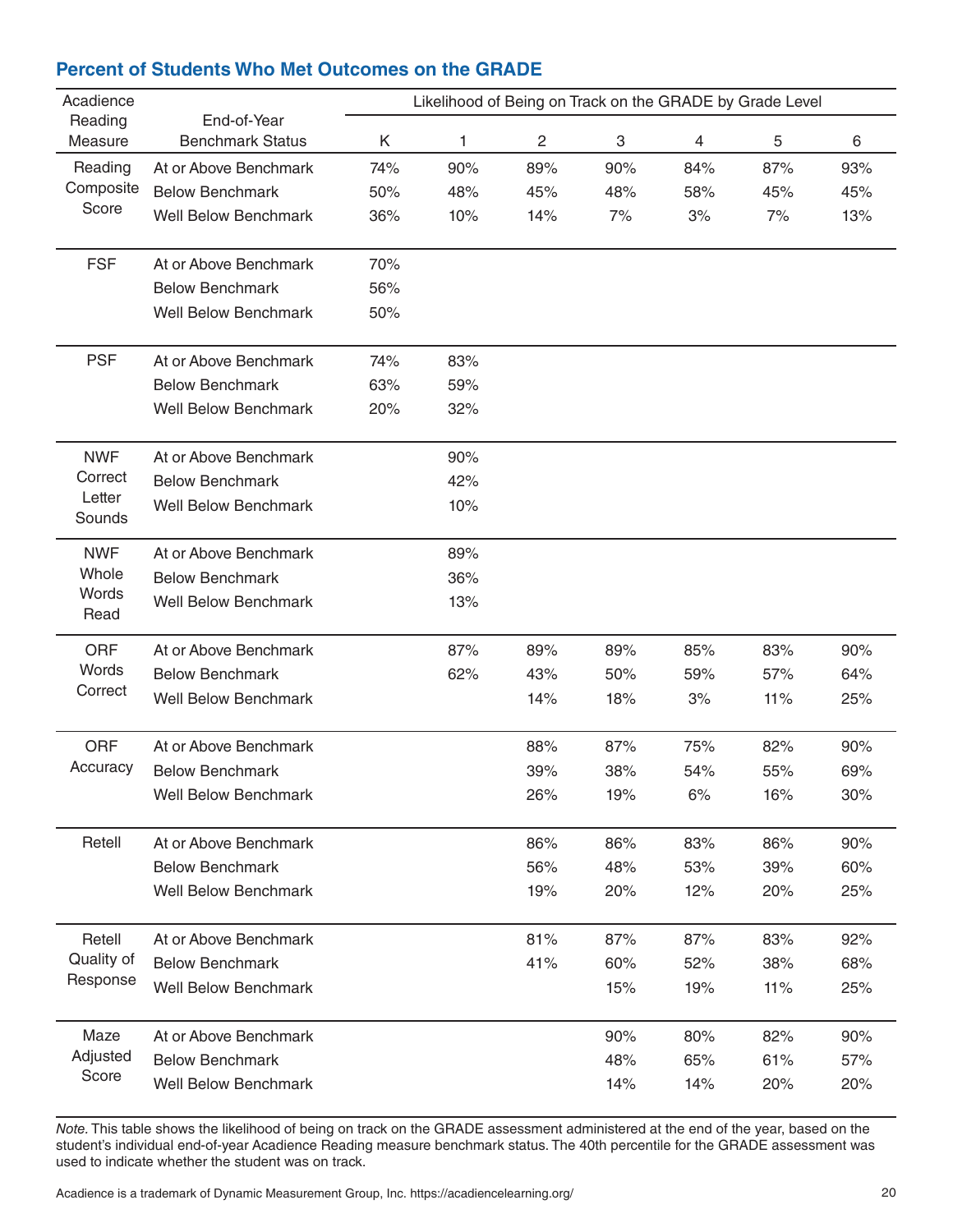## Percent of Students Who Met Outcomes on the GRADE

| Acadience Reading Measure | End-of-Year Benchmark Status | Likelihood of Being on Track on the GRADE by Grade Level | | | | | | |
|---|---|---|---|---|---|---|---|---|
| | | K | 1 | 2 | 3 | 4 | 5 | 6 |
| Reading Composite Score | At or Above Benchmark | 74% | 90% | 89% | 90% | 84% | 87% | 93% |
| | Below Benchmark | 50% | 48% | 45% | 48% | 58% | 45% | 45% |
| | Well Below Benchmark | 36% | 10% | 14% | 7% | 3% | 7% | 13% |
| FSF | At or Above Benchmark | 70% | | | | | | |
| | Below Benchmark | 56% | | | | | | |
| | Well Below Benchmark | 50% | | | | | | |
| PSF | At or Above Benchmark | 74% | 83% | | | | | |
| | Below Benchmark | 63% | 59% | | | | | |
| | Well Below Benchmark | 20% | 32% | | | | | |
| NWF Correct Letter Sounds | At or Above Benchmark | | 90% | | | | | |
| | Below Benchmark | | 42% | | | | | |
| | Well Below Benchmark | | 10% | | | | | |
| NWF Whole Words Read | At or Above Benchmark | | 89% | | | | | |
| | Below Benchmark | | 36% | | | | | |
| | Well Below Benchmark | | 13% | | | | | |
| ORF Words Correct | At or Above Benchmark | | 87% | 89% | 89% | 85% | 83% | 90% |
| | Below Benchmark | | 62% | 43% | 50% | 59% | 57% | 64% |
| | Well Below Benchmark | | | 14% | 18% | 3% | 11% | 25% |
| ORF Accuracy | At or Above Benchmark | | | 88% | 87% | 75% | 82% | 90% |
| | Below Benchmark | | | 39% | 38% | 54% | 55% | 69% |
| | Well Below Benchmark | | | 26% | 19% | 6% | 16% | 30% |
| Retell | At or Above Benchmark | | | 86% | 86% | 83% | 86% | 90% |
| | Below Benchmark | | | 56% | 48% | 53% | 39% | 60% |
| | Well Below Benchmark | | | 19% | 20% | 12% | 20% | 25% |
| Retell Quality of Response | At or Above Benchmark | | | 81% | 87% | 87% | 83% | 92% |
| | Below Benchmark | | | 41% | 60% | 52% | 38% | 68% |
| | Well Below Benchmark | | | | 15% | 19% | 11% | 25% |
| Maze Adjusted Score | At or Above Benchmark | | | | 90% | 80% | 82% | 90% |
| | Below Benchmark | | | | 48% | 65% | 61% | 57% |
| | Well Below Benchmark | | | | 14% | 14% | 20% | 20% |

*Note.* This table shows the likelihood of being on track on the GRADE assessment administered at the end of the year, based on the student's individual end-of-year Acadience Reading measure benchmark status. The 40th percentile for the GRADE assessment was used to indicate whether the student was on track.

Acadience is a trademark of Dynamic Measurement Group, Inc. https://acadiencelearning.org/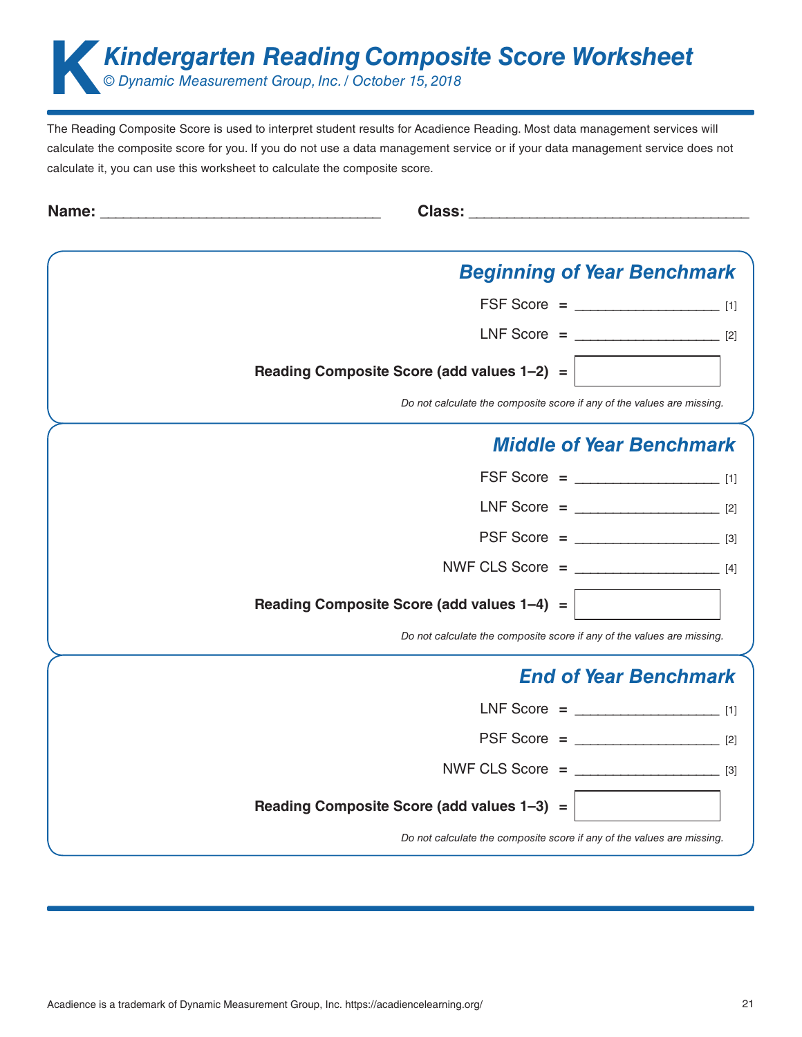# Kindergarten Reading Composite Score Worksheet

*© Dynamic Measurement Group, Inc. / October 15, 2018*

The Reading Composite Score is used to interpret student results for Acadience Reading. Most data management services will calculate the composite score for you. If you do not use a data management service or if your data management service does not calculate it, you can use this worksheet to calculate the composite score.

**Name:** ___________________________________ **Class:** ___________________________________

## *Beginning of Year Benchmark*

FSF Score = __________________ [1]

LNF Score = __________________ [2]

**Reading Composite Score (add values 1–2) =** __________________

*Do not calculate the composite score if any of the values are missing.*

## *Middle of Year Benchmark*

FSF Score = __________________ [1]

LNF Score = __________________ [2]

PSF Score = __________________ [3]

NWF CLS Score = __________________ [4]

**Reading Composite Score (add values 1–4) =** __________________

*Do not calculate the composite score if any of the values are missing.*

## *End of Year Benchmark*

LNF Score = __________________ [1]

PSF Score = __________________ [2]

NWF CLS Score = __________________ [3]

**Reading Composite Score (add values 1–3) =** __________________

*Do not calculate the composite score if any of the values are missing.*

Acadience is a trademark of Dynamic Measurement Group, Inc. https://acadiencelearning.org/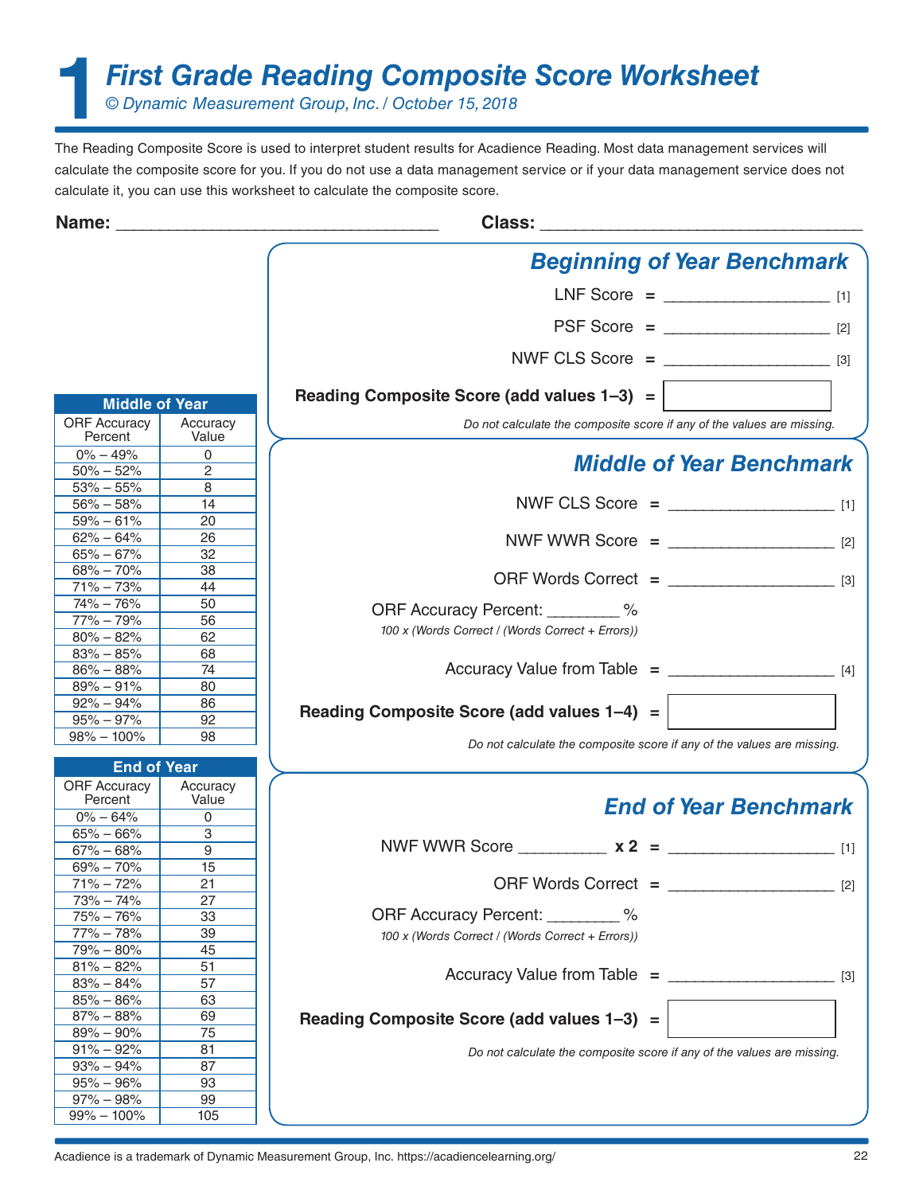# 1 First Grade Reading Composite Score Worksheet

*© Dynamic Measurement Group, Inc. / October 15, 2018*

The Reading Composite Score is used to interpret student results for Acadience Reading. Most data management services will calculate the composite score for you. If you do not use a data management service or if your data management service does not calculate it, you can use this worksheet to calculate the composite score.

**Name:** ______________________________ **Class:** ______________________________

## Beginning of Year Benchmark

LNF Score = ________________ [1]

PSF Score = ________________ [2]

NWF CLS Score = ________________ [3]

**Reading Composite Score (add values 1–3)** = ☐

*Do not calculate the composite score if any of the values are missing.*

## Middle of Year Benchmark

NWF CLS Score = ________________ [1]

NWF WWR Score = ________________ [2]

ORF Words Correct = ________________ [3]

ORF Accuracy Percent: ________ %

*100 x (Words Correct / (Words Correct + Errors))*

Accuracy Value from Table = ________________ [4]

**Reading Composite Score (add values 1–4)** = ☐

*Do not calculate the composite score if any of the values are missing.*

| Middle of Year | |
|---|---|
| ORF Accuracy Percent | Accuracy Value |
| 0% – 49% | 0 |
| 50% – 52% | 2 |
| 53% – 55% | 8 |
| 56% – 58% | 14 |
| 59% – 61% | 20 |
| 62% – 64% | 26 |
| 65% – 67% | 32 |
| 68% – 70% | 38 |
| 71% – 73% | 44 |
| 74% – 76% | 50 |
| 77% – 79% | 56 |
| 80% – 82% | 62 |
| 83% – 85% | 68 |
| 86% – 88% | 74 |
| 89% – 91% | 80 |
| 92% – 94% | 86 |
| 95% – 97% | 92 |
| 98% – 100% | 98 |

## End of Year Benchmark

NWF WWR Score __________ **x 2** = ________________ [1]

ORF Words Correct = ________________ [2]

ORF Accuracy Percent: ________ %

*100 x (Words Correct / (Words Correct + Errors))*

Accuracy Value from Table = ________________ [3]

**Reading Composite Score (add values 1–3)** = ☐

*Do not calculate the composite score if any of the values are missing.*

| End of Year | |
|---|---|
| ORF Accuracy Percent | Accuracy Value |
| 0% – 64% | 0 |
| 65% – 66% | 3 |
| 67% – 68% | 9 |
| 69% – 70% | 15 |
| 71% – 72% | 21 |
| 73% – 74% | 27 |
| 75% – 76% | 33 |
| 77% – 78% | 39 |
| 79% – 80% | 45 |
| 81% – 82% | 51 |
| 83% – 84% | 57 |
| 85% – 86% | 63 |
| 87% – 88% | 69 |
| 89% – 90% | 75 |
| 91% – 92% | 81 |
| 93% – 94% | 87 |
| 95% – 96% | 93 |
| 97% – 98% | 99 |
| 99% – 100% | 105 |

Acadience is a trademark of Dynamic Measurement Group, Inc. https://acadiencelearning.org/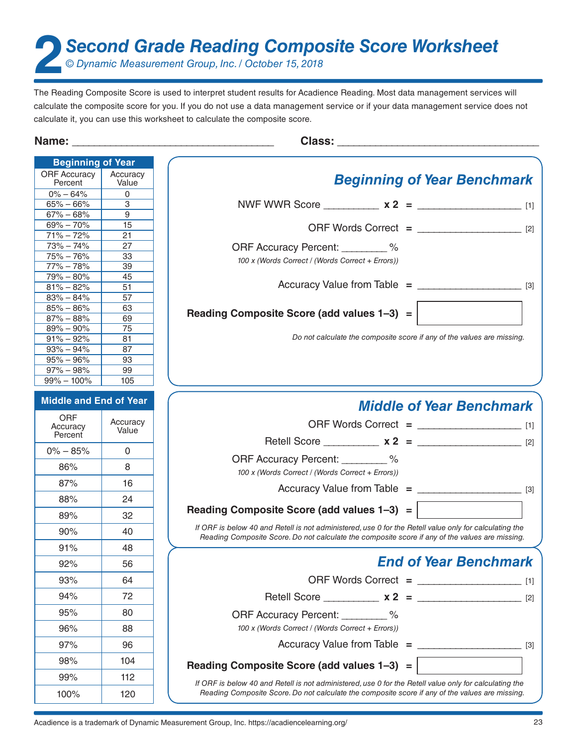# 2 Second Grade Reading Composite Score Worksheet

*© Dynamic Measurement Group, Inc. / October 15, 2018*

The Reading Composite Score is used to interpret student results for Acadience Reading. Most data management services will calculate the composite score for you. If you do not use a data management service or if your data management service does not calculate it, you can use this worksheet to calculate the composite score.

**Name:** ______________________________ **Class:** ______________________________

| Beginning of Year | |
|---|---|
| ORF Accuracy Percent | Accuracy Value |
| 0% – 64% | 0 |
| 65% – 66% | 3 |
| 67% – 68% | 9 |
| 69% – 70% | 15 |
| 71% – 72% | 21 |
| 73% – 74% | 27 |
| 75% – 76% | 33 |
| 77% – 78% | 39 |
| 79% – 80% | 45 |
| 81% – 82% | 51 |
| 83% – 84% | 57 |
| 85% – 86% | 63 |
| 87% – 88% | 69 |
| 89% – 90% | 75 |
| 91% – 92% | 81 |
| 93% – 94% | 87 |
| 95% – 96% | 93 |
| 97% – 98% | 99 |
| 99% – 100% | 105 |

| Middle and End of Year | |
|---|---|
| ORF Accuracy Percent | Accuracy Value |
| 0% – 85% | 0 |
| 86% | 8 |
| 87% | 16 |
| 88% | 24 |
| 89% | 32 |
| 90% | 40 |
| 91% | 48 |
| 92% | 56 |
| 93% | 64 |
| 94% | 72 |
| 95% | 80 |
| 96% | 88 |
| 97% | 96 |
| 98% | 104 |
| 99% | 112 |
| 100% | 120 |

## *Beginning of Year Benchmark*

NWF WWR Score __________ **x 2** **=** ____________________ [1]

ORF Words Correct **=** ____________________ [2]

ORF Accuracy Percent: ________ %

*100 x (Words Correct / (Words Correct + Errors))*

Accuracy Value from Table **=** ____________________ [3]

**Reading Composite Score (add values 1–3) =** [ ]

*Do not calculate the composite score if any of the values are missing.*

## *Middle of Year Benchmark*

ORF Words Correct **=** ____________________ [1]

Retell Score __________ **x 2** **=** ____________________ [2]

ORF Accuracy Percent: ________ %

*100 x (Words Correct / (Words Correct + Errors))*

Accuracy Value from Table **=** ____________________ [3]

**Reading Composite Score (add values 1–3) =** [ ]

*If ORF is below 40 and Retell is not administered, use 0 for the Retell value only for calculating the Reading Composite Score. Do not calculate the composite score if any of the values are missing.*

## *End of Year Benchmark*

ORF Words Correct **=** ____________________ [1]

Retell Score __________ **x 2** **=** ____________________ [2]

ORF Accuracy Percent: ________ %

*100 x (Words Correct / (Words Correct + Errors))*

Accuracy Value from Table **=** ____________________ [3]

**Reading Composite Score (add values 1–3) =** [ ]

*If ORF is below 40 and Retell is not administered, use 0 for the Retell value only for calculating the Reading Composite Score. Do not calculate the composite score if any of the values are missing.*

Acadience is a trademark of Dynamic Measurement Group, Inc. https://acadiencelearning.org/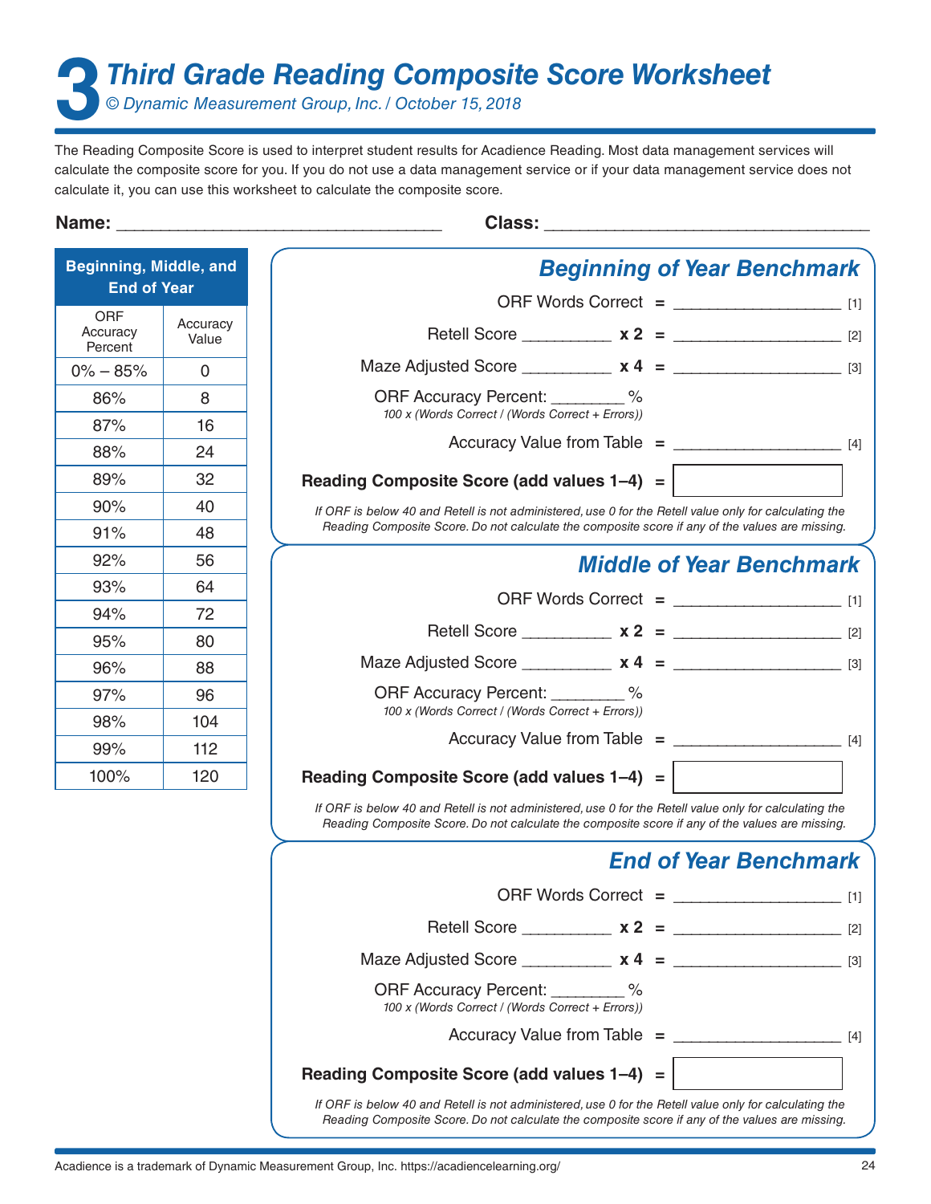# Third Grade Reading Composite Score Worksheet

*© Dynamic Measurement Group, Inc. / October 15, 2018*

The Reading Composite Score is used to interpret student results for Acadience Reading. Most data management services will calculate the composite score for you. If you do not use a data management service or if your data management service does not calculate it, you can use this worksheet to calculate the composite score.

**Name:** ______________________________ **Class:** ______________________________

| Beginning, Middle, and End of Year | |
|---|---|
| ORF Accuracy Percent | Accuracy Value |
| 0% – 85% | 0 |
| 86% | 8 |
| 87% | 16 |
| 88% | 24 |
| 89% | 32 |
| 90% | 40 |
| 91% | 48 |
| 92% | 56 |
| 93% | 64 |
| 94% | 72 |
| 95% | 80 |
| 96% | 88 |
| 97% | 96 |
| 98% | 104 |
| 99% | 112 |
| 100% | 120 |

## *Beginning of Year Benchmark*

ORF Words Correct = ________________ [1]

Retell Score __________ **x 2** = ________________ [2]

Maze Adjusted Score __________ **x 4** = ________________ [3]

ORF Accuracy Percent: ________ %
*100 x (Words Correct / (Words Correct + Errors))*

Accuracy Value from Table = ________________ [4]

**Reading Composite Score (add values 1–4)** = ________________

*If ORF is below 40 and Retell is not administered, use 0 for the Retell value only for calculating the Reading Composite Score. Do not calculate the composite score if any of the values are missing.*

## *Middle of Year Benchmark*

ORF Words Correct = ________________ [1]

Retell Score __________ **x 2** = ________________ [2]

Maze Adjusted Score __________ **x 4** = ________________ [3]

ORF Accuracy Percent: ________ %
*100 x (Words Correct / (Words Correct + Errors))*

Accuracy Value from Table = ________________ [4]

**Reading Composite Score (add values 1–4)** = ________________

*If ORF is below 40 and Retell is not administered, use 0 for the Retell value only for calculating the Reading Composite Score. Do not calculate the composite score if any of the values are missing.*

## *End of Year Benchmark*

ORF Words Correct = ________________ [1]

Retell Score __________ **x 2** = ________________ [2]

Maze Adjusted Score __________ **x 4** = ________________ [3]

ORF Accuracy Percent: ________ %
*100 x (Words Correct / (Words Correct + Errors))*

Accuracy Value from Table = ________________ [4]

**Reading Composite Score (add values 1–4)** = ________________

*If ORF is below 40 and Retell is not administered, use 0 for the Retell value only for calculating the Reading Composite Score. Do not calculate the composite score if any of the values are missing.*

Acadience is a trademark of Dynamic Measurement Group, Inc. https://acadiencelearning.org/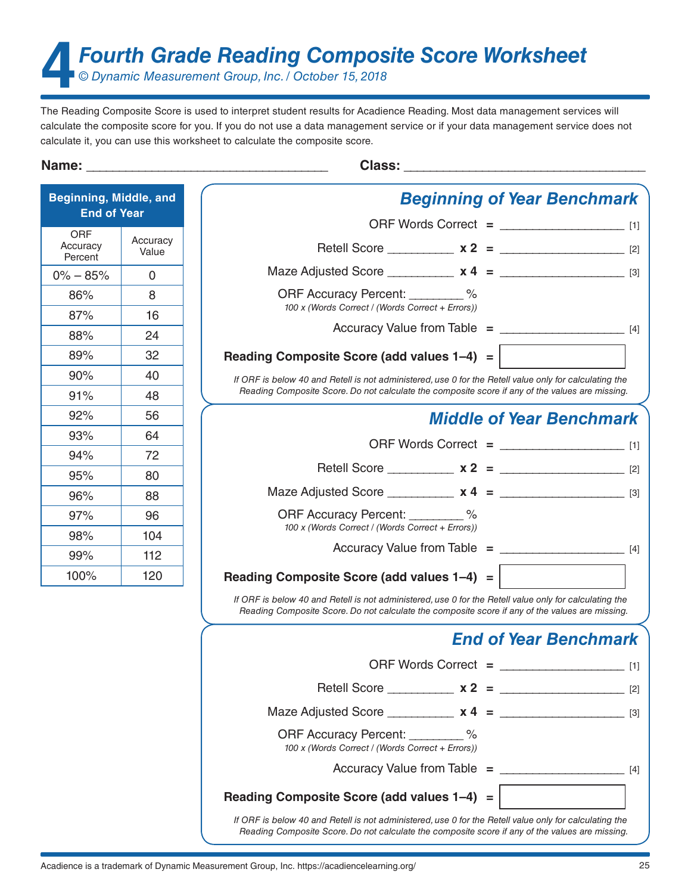# 4 Fourth Grade Reading Composite Score Worksheet

*© Dynamic Measurement Group, Inc. / October 15, 2018*

The Reading Composite Score is used to interpret student results for Acadience Reading. Most data management services will calculate the composite score for you. If you do not use a data management service or if your data management service does not calculate it, you can use this worksheet to calculate the composite score.

**Name:** ______________________________ **Class:** ______________________________

| Beginning, Middle, and End of Year | |
|---|---|
| ORF Accuracy Percent | Accuracy Value |
| 0% – 85% | 0 |
| 86% | 8 |
| 87% | 16 |
| 88% | 24 |
| 89% | 32 |
| 90% | 40 |
| 91% | 48 |
| 92% | 56 |
| 93% | 64 |
| 94% | 72 |
| 95% | 80 |
| 96% | 88 |
| 97% | 96 |
| 98% | 104 |
| 99% | 112 |
| 100% | 120 |

## Beginning of Year Benchmark

ORF Words Correct = ________________ [1]

Retell Score __________ **x 2** = ________________ [2]

Maze Adjusted Score __________ **x 4** = ________________ [3]

ORF Accuracy Percent: ________ %
*100 x (Words Correct / (Words Correct + Errors))*

Accuracy Value from Table = ________________ [4]

**Reading Composite Score (add values 1–4)** = ________________

*If ORF is below 40 and Retell is not administered, use 0 for the Retell value only for calculating the Reading Composite Score. Do not calculate the composite score if any of the values are missing.*

## Middle of Year Benchmark

ORF Words Correct = ________________ [1]

Retell Score __________ **x 2** = ________________ [2]

Maze Adjusted Score __________ **x 4** = ________________ [3]

ORF Accuracy Percent: ________ %
*100 x (Words Correct / (Words Correct + Errors))*

Accuracy Value from Table = ________________ [4]

**Reading Composite Score (add values 1–4)** = ________________

*If ORF is below 40 and Retell is not administered, use 0 for the Retell value only for calculating the Reading Composite Score. Do not calculate the composite score if any of the values are missing.*

## End of Year Benchmark

ORF Words Correct = ________________ [1]

Retell Score __________ **x 2** = ________________ [2]

Maze Adjusted Score __________ **x 4** = ________________ [3]

ORF Accuracy Percent: ________ %
*100 x (Words Correct / (Words Correct + Errors))*

Accuracy Value from Table = ________________ [4]

**Reading Composite Score (add values 1–4)** = ________________

*If ORF is below 40 and Retell is not administered, use 0 for the Retell value only for calculating the Reading Composite Score. Do not calculate the composite score if any of the values are missing.*

Acadience is a trademark of Dynamic Measurement Group, Inc. https://acadiencelearning.org/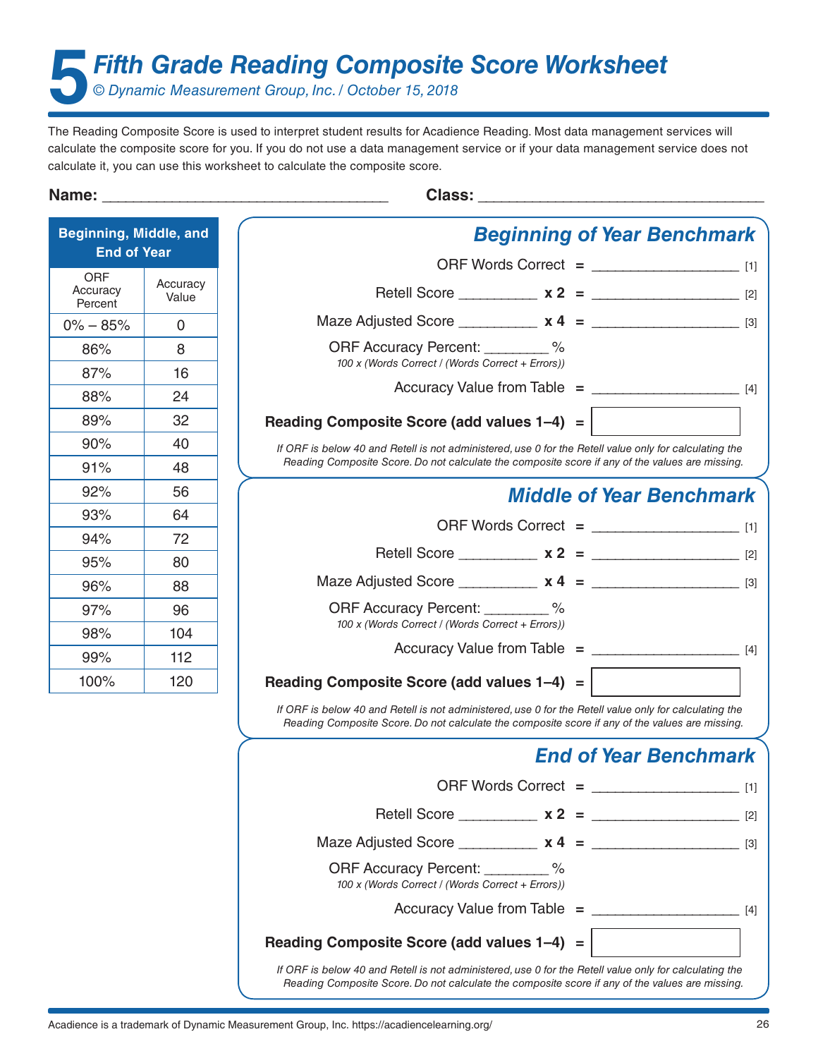# 5 Fifth Grade Reading Composite Score Worksheet

*© Dynamic Measurement Group, Inc. / October 15, 2018*

The Reading Composite Score is used to interpret student results for Acadience Reading. Most data management services will calculate the composite score for you. If you do not use a data management service or if your data management service does not calculate it, you can use this worksheet to calculate the composite score.

**Name:** ______________________________ **Class:** ______________________________

| **Beginning, Middle, and End of Year** | |
|---|---|
| ORF Accuracy Percent | Accuracy Value |
| 0% – 85% | 0 |
| 86% | 8 |
| 87% | 16 |
| 88% | 24 |
| 89% | 32 |
| 90% | 40 |
| 91% | 48 |
| 92% | 56 |
| 93% | 64 |
| 94% | 72 |
| 95% | 80 |
| 96% | 88 |
| 97% | 96 |
| 98% | 104 |
| 99% | 112 |
| 100% | 120 |

## Beginning of Year Benchmark

ORF Words Correct **=** ________________ [1]

Retell Score __________ **x 2** **=** ________________ [2]

Maze Adjusted Score __________ **x 4** **=** ________________ [3]

ORF Accuracy Percent: ________ %
*100 x (Words Correct / (Words Correct + Errors))*

Accuracy Value from Table **=** ________________ [4]

**Reading Composite Score (add values 1–4) =** ________________

*If ORF is below 40 and Retell is not administered, use 0 for the Retell value only for calculating the Reading Composite Score. Do not calculate the composite score if any of the values are missing.*

## Middle of Year Benchmark

ORF Words Correct **=** ________________ [1]

Retell Score __________ **x 2** **=** ________________ [2]

Maze Adjusted Score __________ **x 4** **=** ________________ [3]

ORF Accuracy Percent: ________ %
*100 x (Words Correct / (Words Correct + Errors))*

Accuracy Value from Table **=** ________________ [4]

**Reading Composite Score (add values 1–4) =** ________________

*If ORF is below 40 and Retell is not administered, use 0 for the Retell value only for calculating the Reading Composite Score. Do not calculate the composite score if any of the values are missing.*

## End of Year Benchmark

ORF Words Correct **=** ________________ [1]

Retell Score __________ **x 2** **=** ________________ [2]

Maze Adjusted Score __________ **x 4** **=** ________________ [3]

ORF Accuracy Percent: ________ %
*100 x (Words Correct / (Words Correct + Errors))*

Accuracy Value from Table **=** ________________ [4]

**Reading Composite Score (add values 1–4) =** ________________

*If ORF is below 40 and Retell is not administered, use 0 for the Retell value only for calculating the Reading Composite Score. Do not calculate the composite score if any of the values are missing.*

Acadience is a trademark of Dynamic Measurement Group, Inc. https://acadiencelearning.org/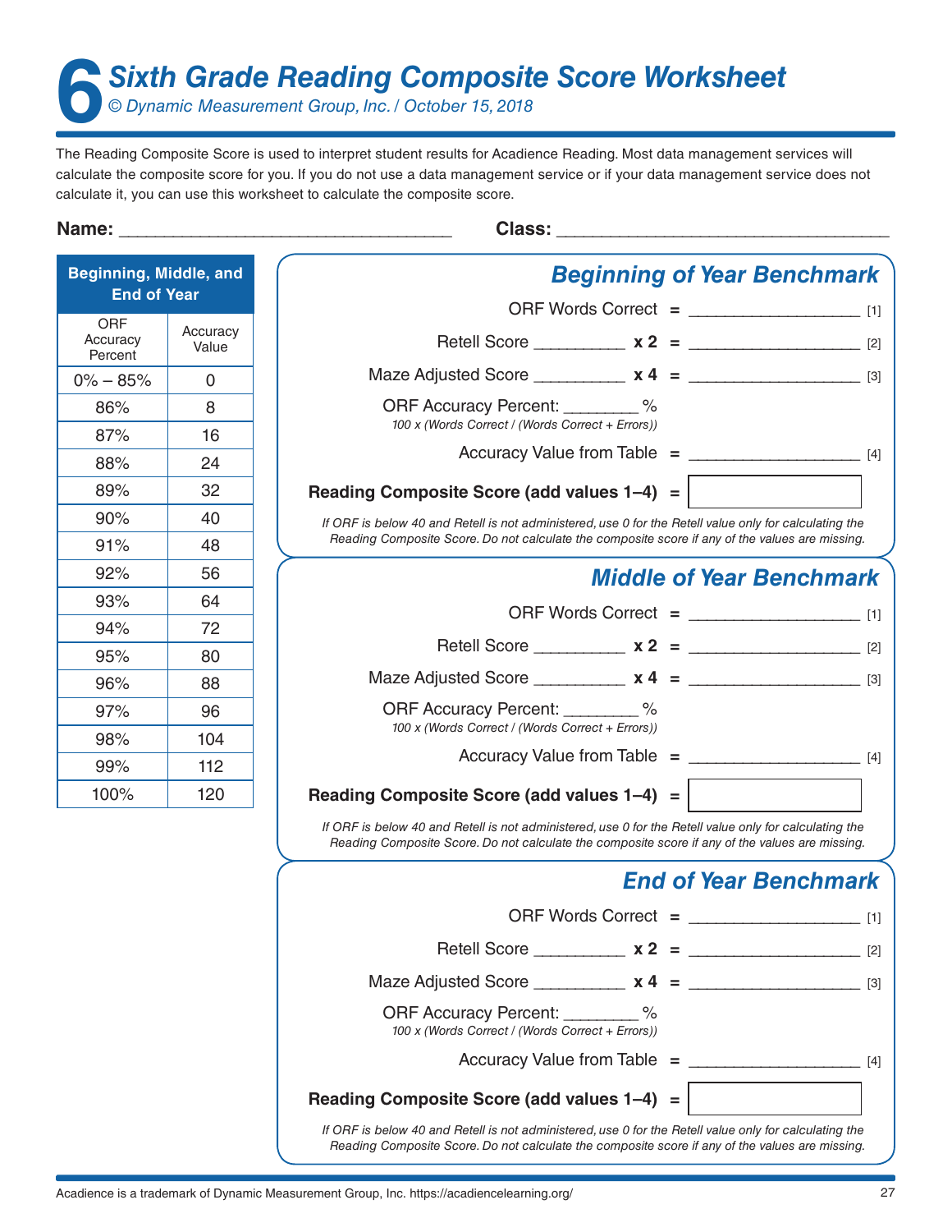# 6 Sixth Grade Reading Composite Score Worksheet

*© Dynamic Measurement Group, Inc. / October 15, 2018*

The Reading Composite Score is used to interpret student results for Acadience Reading. Most data management services will calculate the composite score for you. If you do not use a data management service or if your data management service does not calculate it, you can use this worksheet to calculate the composite score.

**Name:** ______________________________ **Class:** ______________________________

| Beginning, Middle, and End of Year | |
|---|---|
| ORF Accuracy Percent | Accuracy Value |
| 0% – 85% | 0 |
| 86% | 8 |
| 87% | 16 |
| 88% | 24 |
| 89% | 32 |
| 90% | 40 |
| 91% | 48 |
| 92% | 56 |
| 93% | 64 |
| 94% | 72 |
| 95% | 80 |
| 96% | 88 |
| 97% | 96 |
| 98% | 104 |
| 99% | 112 |
| 100% | 120 |

## Beginning of Year Benchmark

ORF Words Correct **=** ________________ [1]

Retell Score __________ **x 2 =** ________________ [2]

Maze Adjusted Score __________ **x 4 =** ________________ [3]

ORF Accuracy Percent: ________ %
*100 x (Words Correct / (Words Correct + Errors))*

Accuracy Value from Table **=** ________________ [4]

**Reading Composite Score (add values 1–4) =** ________________

*If ORF is below 40 and Retell is not administered, use 0 for the Retell value only for calculating the Reading Composite Score. Do not calculate the composite score if any of the values are missing.*

## Middle of Year Benchmark

ORF Words Correct **=** ________________ [1]

Retell Score __________ **x 2 =** ________________ [2]

Maze Adjusted Score __________ **x 4 =** ________________ [3]

ORF Accuracy Percent: ________ %
*100 x (Words Correct / (Words Correct + Errors))*

Accuracy Value from Table **=** ________________ [4]

**Reading Composite Score (add values 1–4) =** ________________

*If ORF is below 40 and Retell is not administered, use 0 for the Retell value only for calculating the Reading Composite Score. Do not calculate the composite score if any of the values are missing.*

## End of Year Benchmark

ORF Words Correct **=** ________________ [1]

Retell Score __________ **x 2 =** ________________ [2]

Maze Adjusted Score __________ **x 4 =** ________________ [3]

ORF Accuracy Percent: ________ %
*100 x (Words Correct / (Words Correct + Errors))*

Accuracy Value from Table **=** ________________ [4]

**Reading Composite Score (add values 1–4) =** ________________

*If ORF is below 40 and Retell is not administered, use 0 for the Retell value only for calculating the Reading Composite Score. Do not calculate the composite score if any of the values are missing.*

Acadience is a trademark of Dynamic Measurement Group, Inc. https://acadiencelearning.org/